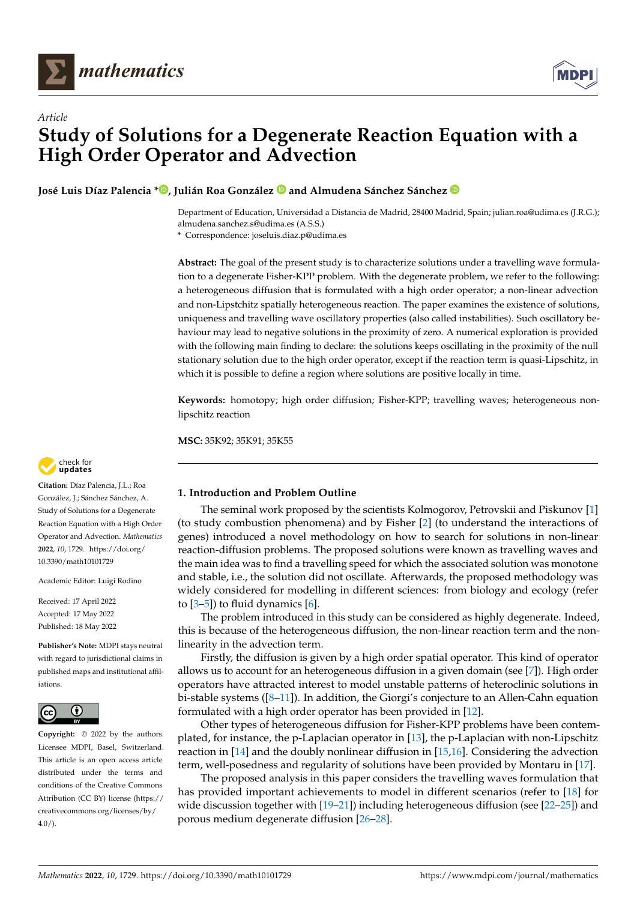*Article*

# Study of Solutions for a Degenerate Reaction Equation with a High Order Operator and Advection

**José Luis Díaz Palencia \*, Julián Roa González and Almudena Sánchez Sánchez**

Department of Education, Universidad a Distancia de Madrid, 28400 Madrid, Spain; julian.roa@udima.es (J.R.G.); almudena.sanchez.s@udima.es (A.S.S.)

\* Correspondence: joseluis.diaz.p@udima.es

**Abstract:** The goal of the present study is to characterize solutions under a travelling wave formulation to a degenerate Fisher-KPP problem. With the degenerate problem, we refer to the following: a heterogeneous diffusion that is formulated with a high order operator; a non-linear advection and non-Lipstchitz spatially heterogeneous reaction. The paper examines the existence of solutions, uniqueness and travelling wave oscillatory properties (also called instabilities). Such oscillatory behaviour may lead to negative solutions in the proximity of zero. A numerical exploration is provided with the following main finding to declare: the solutions keeps oscillating in the proximity of the null stationary solution due to the high order operator, except if the reaction term is quasi-Lipschitz, in which it is possible to define a region where solutions are positive locally in time.

**Keywords:** homotopy; high order diffusion; Fisher-KPP; travelling waves; heterogeneous non-lipschitz reaction

**MSC:** 35K92; 35K91; 35K55

**Citation:** Díaz Palencia, J.L.; Roa González, J.; Sánchez Sánchez, A. Study of Solutions for a Degenerate Reaction Equation with a High Order Operator and Advection. *Mathematics* **2022**, *10*, 1729. https://doi.org/10.3390/math10101729

Academic Editor: Luigi Rodino

Received: 17 April 2022
Accepted: 17 May 2022
Published: 18 May 2022

**Publisher's Note:** MDPI stays neutral with regard to jurisdictional claims in published maps and institutional affiliations.

**Copyright:** © 2022 by the authors. Licensee MDPI, Basel, Switzerland. This article is an open access article distributed under the terms and conditions of the Creative Commons Attribution (CC BY) license (https://creativecommons.org/licenses/by/4.0/).

## 1. Introduction and Problem Outline

The seminal work proposed by the scientists Kolmogorov, Petrovskii and Piskunov [1] (to study combustion phenomena) and by Fisher [2] (to understand the interactions of genes) introduced a novel methodology on how to search for solutions in non-linear reaction-diffusion problems. The proposed solutions were known as travelling waves and the main idea was to find a travelling speed for which the associated solution was monotone and stable, i.e., the solution did not oscillate. Afterwards, the proposed methodology was widely considered for modelling in different sciences: from biology and ecology (refer to [3–5]) to fluid dynamics [6].

The problem introduced in this study can be considered as highly degenerate. Indeed, this is because of the heterogeneous diffusion, the non-linear reaction term and the non-linearity in the advection term.

Firstly, the diffusion is given by a high order spatial operator. This kind of operator allows us to account for an heterogeneous diffusion in a given domain (see [7]). High order operators have attracted interest to model unstable patterns of heteroclinic solutions in bi-stable systems ([8–11]). In addition, the Giorgi's conjecture to an Allen-Cahn equation formulated with a high order operator has been provided in [12].

Other types of heterogeneous diffusion for Fisher-KPP problems have been contemplated, for instance, the p-Laplacian operator in [13], the p-Laplacian with non-Lipschitz reaction in [14] and the doubly nonlinear diffusion in [15,16]. Considering the advection term, well-posedness and regularity of solutions have been provided by Montaru in [17].

The proposed analysis in this paper considers the travelling waves formulation that has provided important achievements to model in different scenarios (refer to [18] for wide discussion together with [19–21]) including heterogeneous diffusion (see [22–25]) and porous medium degenerate diffusion [26–28].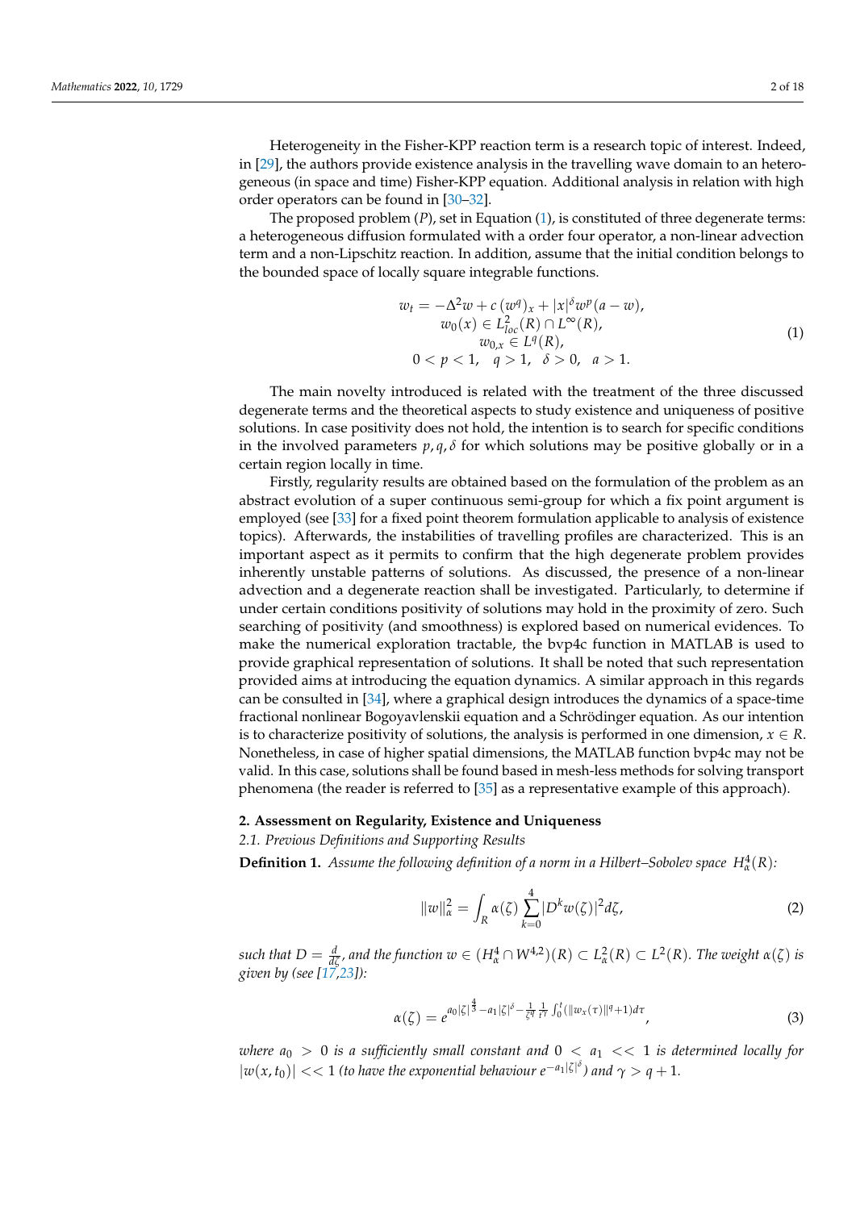Heterogeneity in the Fisher-KPP reaction term is a research topic of interest. Indeed, in [29], the authors provide existence analysis in the travelling wave domain to an heterogeneous (in space and time) Fisher-KPP equation. Additional analysis in relation with high order operators can be found in [30–32].

The proposed problem ($P$), set in Equation (1), is constituted of three degenerate terms: a heterogeneous diffusion formulated with a order four operator, a non-linear advection term and a non-Lipschitz reaction. In addition, assume that the initial condition belongs to the bounded space of locally square integrable functions.

$$
\begin{gathered}
w_t = -\Delta^2 w + c\,(w^q)_x + |x|^\delta w^p (a - w), \\
w_0(x) \in L^2_{loc}(R) \cap L^\infty(R), \\
w_{0,x} \in L^q(R), \\
0 < p < 1, \quad q > 1, \quad \delta > 0, \quad a > 1.
\end{gathered}
\tag{1}
$$

The main novelty introduced is related with the treatment of the three discussed degenerate terms and the theoretical aspects to study existence and uniqueness of positive solutions. In case positivity does not hold, the intention is to search for specific conditions in the involved parameters $p, q, \delta$ for which solutions may be positive globally or in a certain region locally in time.

Firstly, regularity results are obtained based on the formulation of the problem as an abstract evolution of a super continuous semi-group for which a fix point argument is employed (see [33] for a fixed point theorem formulation applicable to analysis of existence topics). Afterwards, the instabilities of travelling profiles are characterized. This is an important aspect as it permits to confirm that the high degenerate problem provides inherently unstable patterns of solutions. As discussed, the presence of a non-linear advection and a degenerate reaction shall be investigated. Particularly, to determine if under certain conditions positivity of solutions may hold in the proximity of zero. Such searching of positivity (and smoothness) is explored based on numerical evidences. To make the numerical exploration tractable, the bvp4c function in MATLAB is used to provide graphical representation of solutions. It shall be noted that such representation provided aims at introducing the equation dynamics. A similar approach in this regards can be consulted in [34], where a graphical design introduces the dynamics of a space-time fractional nonlinear Bogoyavlenskii equation and a Schrödinger equation. As our intention is to characterize positivity of solutions, the analysis is performed in one dimension, $x \in R$. Nonetheless, in case of higher spatial dimensions, the MATLAB function bvp4c may not be valid. In this case, solutions shall be found based in mesh-less methods for solving transport phenomena (the reader is referred to [35] as a representative example of this approach).

## 2. Assessment on Regularity, Existence and Uniqueness

### 2.1. Previous Definitions and Supporting Results

**Definition 1.** *Assume the following definition of a norm in a Hilbert–Sobolev space $H^4_\alpha(R)$:*

$$
\|w\|^2_\alpha = \int_R \alpha(\zeta) \sum_{k=0}^{4} |D^k w(\zeta)|^2 d\zeta,
\tag{2}
$$

*such that $D = \frac{d}{d\zeta}$, and the function $w \in (H^4_\alpha \cap W^{4,2})(R) \subset L^2_\alpha(R) \subset L^2(R)$. The weight $\alpha(\zeta)$ is given by (see [17,23]):*

$$
\alpha(\zeta) = e^{a_0 |\zeta|^{\frac{4}{3}} - a_1 |\zeta|^\delta - \frac{1}{\zeta^\gamma} \frac{1}{t^\gamma} \int_0^t (\|w_x(\tau)\|^q + 1) d\tau},
\tag{3}
$$

*where $a_0 > 0$ is a sufficiently small constant and $0 < a_1 << 1$ is determined locally for $|w(x, t_0)| << 1$ (to have the exponential behaviour $e^{-a_1 |\zeta|^\delta}$) and $\gamma > q + 1$.*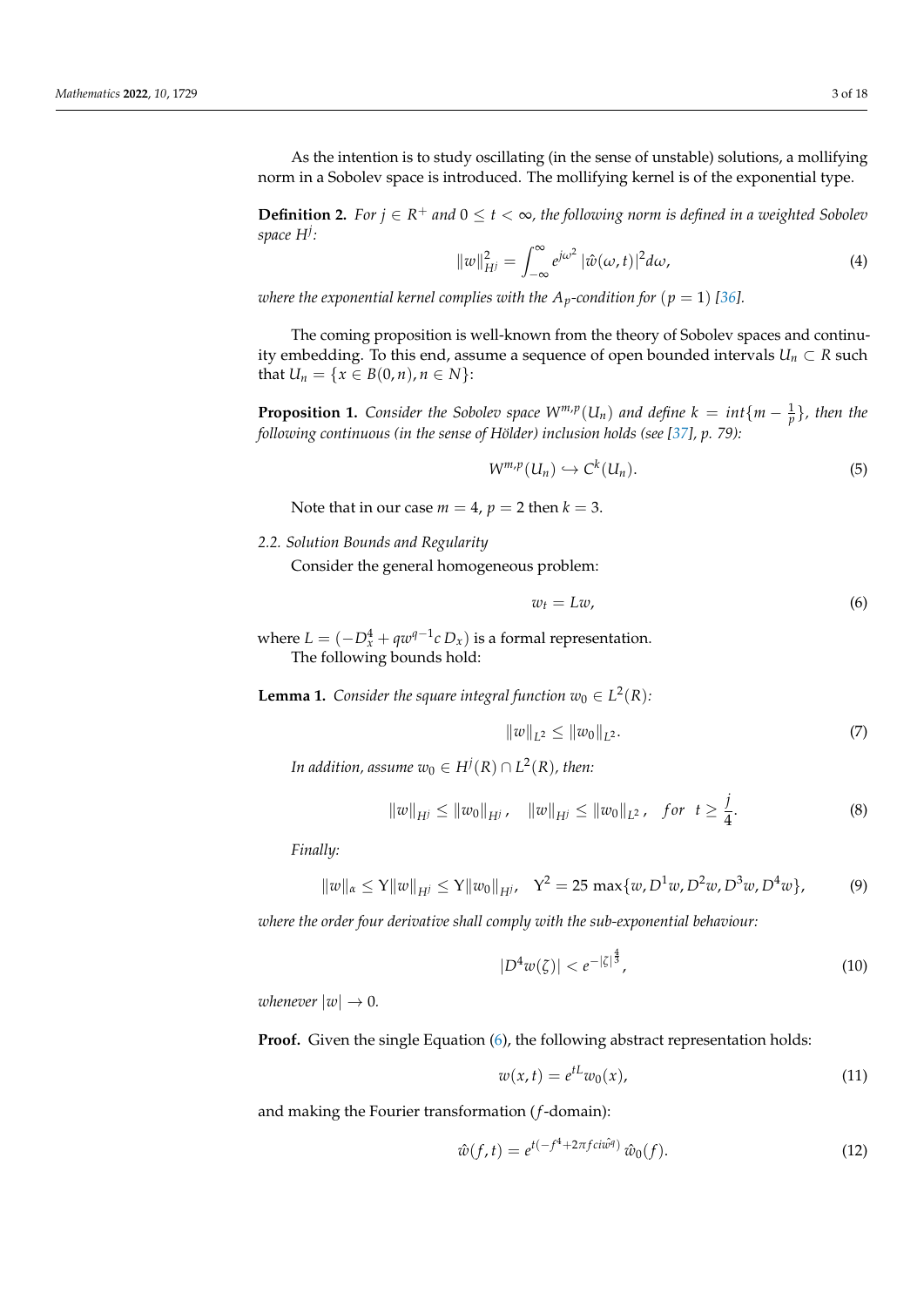As the intention is to study oscillating (in the sense of unstable) solutions, a mollifying norm in a Sobolev space is introduced. The mollifying kernel is of the exponential type.

**Definition 2.** *For $j \in R^+$ and $0 \leq t < \infty$, the following norm is defined in a weighted Sobolev space $H^j$:*

$$\|w\|^2_{H^j} = \int_{-\infty}^{\infty} e^{j\omega^2} \, |\hat{w}(\omega, t)|^2 d\omega, \tag{4}$$

*where the exponential kernel complies with the $A_p$-condition for $(p = 1)$ [36].*

The coming proposition is well-known from the theory of Sobolev spaces and continuity embedding. To this end, assume a sequence of open bounded intervals $U_n \subset R$ such that $U_n = \{x \in B(0, n), n \in N\}$:

**Proposition 1.** *Consider the Sobolev space $W^{m,p}(U_n)$ and define $k = int\{m - \frac{1}{p}\}$, then the following continuous (in the sense of Hölder) inclusion holds (see [37], p. 79):*

$$W^{m,p}(U_n) \hookrightarrow C^k(U_n). \tag{5}$$

Note that in our case $m = 4$, $p = 2$ then $k = 3$.

## 2.2. Solution Bounds and Regularity

Consider the general homogeneous problem:

$$w_t = Lw, \tag{6}$$

where $L = (-D^4_x + qw^{q-1}c \, D_x)$ is a formal representation.

The following bounds hold:

**Lemma 1.** *Consider the square integral function $w_0 \in L^2(R)$:*

$$\|w\|_{L^2} \leq \|w_0\|_{L^2}. \tag{7}$$

*In addition, assume $w_0 \in H^j(R) \cap L^2(R)$, then:*

$$\|w\|_{H^j} \leq \|w_0\|_{H^j}, \quad \|w\|_{H^j} \leq \|w_0\|_{L^2}, \quad for \quad t \geq \frac{j}{4}. \tag{8}$$

*Finally:*

$$\|w\|_{\alpha} \leq \Upsilon \|w\|_{H^j} \leq \Upsilon \|w_0\|_{H^j}, \quad \Upsilon^2 = 25 \max\{w, D^1 w, D^2 w, D^3 w, D^4 w\}, \tag{9}$$

*where the order four derivative shall comply with the sub-exponential behaviour:*

$$|D^4 w(\zeta)| < e^{-|\zeta|^{\frac{4}{3}}}, \tag{10}$$

*whenever $|w| \to 0$.*

**Proof.** Given the single Equation (6), the following abstract representation holds:

$$w(x, t) = e^{tL} w_0(x), \tag{11}$$

and making the Fourier transformation ($f$-domain):

$$\hat{w}(f, t) = e^{t(-f^4 + 2\pi f c i \hat{w^q})} \, \hat{w}_0(f). \tag{12}$$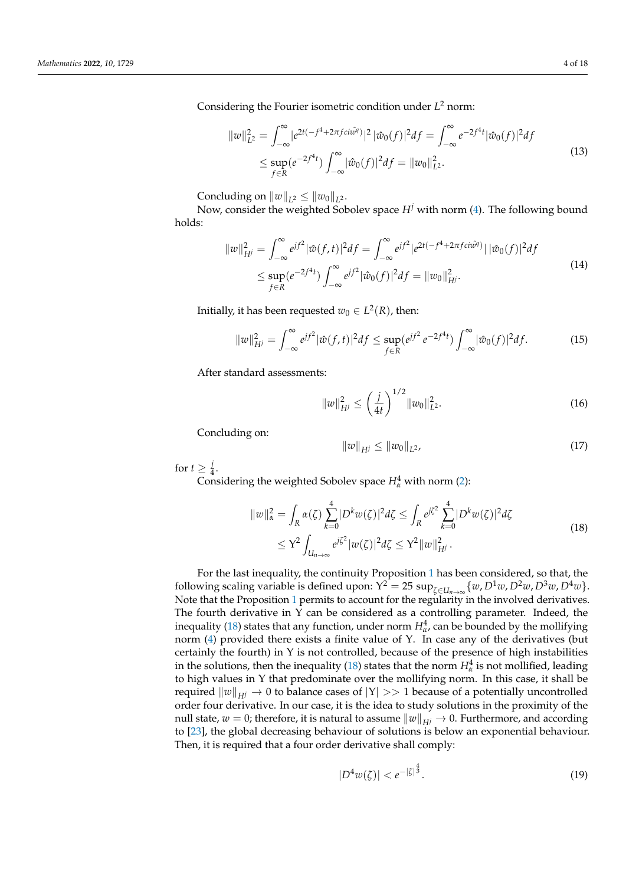Considering the Fourier isometric condition under $L^2$ norm:

$$
\begin{aligned}
\|w\|_{L^2}^2 &= \int_{-\infty}^{\infty} |e^{2t(-f^4+2\pi f ci \hat{w}^q)}|^2 \, |\hat{w}_0(f)|^2 df = \int_{-\infty}^{\infty} e^{-2f^4 t} |\hat{w}_0(f)|^2 df \\
&\leq \sup_{f \in R} (e^{-2f^4 t}) \int_{-\infty}^{\infty} |\hat{w}_0(f)|^2 df = \|w_0\|_{L^2}^2.
\end{aligned}
\tag{13}
$$

Concluding on $\|w\|_{L^2} \leq \|w_0\|_{L^2}$.

Now, consider the weighted Sobolev space $H^j$ with norm (4). The following bound holds:

$$
\begin{aligned}
\|w\|_{H^j}^2 &= \int_{-\infty}^{\infty} e^{jf^2} |\hat{w}(f,t)|^2 df = \int_{-\infty}^{\infty} e^{jf^2} |e^{2t(-f^4+2\pi f ci \hat{w}^q)}| \, |\hat{w}_0(f)|^2 df \\
&\leq \sup_{f \in R} (e^{-2f^4 t}) \int_{-\infty}^{\infty} e^{jf^2} |\hat{w}_0(f)|^2 df = \|w_0\|_{H^j}^2.
\end{aligned}
\tag{14}
$$

Initially, it has been requested $w_0 \in L^2(R)$, then:

$$
\|w\|_{H^j}^2 = \int_{-\infty}^{\infty} e^{jf^2} |\hat{w}(f,t)|^2 df \leq \sup_{f \in R} (e^{jf^2} \, e^{-2f^4 t}) \int_{-\infty}^{\infty} |\hat{w}_0(f)|^2 df. \tag{15}
$$

After standard assessments:

$$
\|w\|_{H^j}^2 \leq \left( \frac{j}{4t} \right)^{1/2} \|w_0\|_{L^2}^2. \tag{16}
$$

Concluding on:

$$
\|w\|_{H^j} \leq \|w_0\|_{L^2}, \tag{17}
$$

for $t \geq \frac{j}{4}$.

Considering the weighted Sobolev space $H^4_\alpha$ with norm (2):

$$
\begin{aligned}
\|w\|_\alpha^2 &= \int_R \alpha(\zeta) \sum_{k=0}^{4} |D^k w(\zeta)|^2 d\zeta \leq \int_R e^{j\zeta^2} \sum_{k=0}^{4} |D^k w(\zeta)|^2 d\zeta \\
&\leq \Upsilon^2 \int_{U_{n \to \infty}} e^{j\zeta^2} |w(\zeta)|^2 d\zeta \leq \Upsilon^2 \|w\|_{H^j}^2.
\end{aligned}
\tag{18}
$$

For the last inequality, the continuity Proposition 1 has been considered, so that, the following scaling variable is defined upon: $\Upsilon^2 = 25 \sup_{\zeta \in U_{n \to \infty}} \{w, D^1 w, D^2 w, D^3 w, D^4 w\}$. Note that the Proposition 1 permits to account for the regularity in the involved derivatives. The fourth derivative in $\Upsilon$ can be considered as a controlling parameter. Indeed, the inequality (18) states that any function, under norm $H^4_\alpha$, can be bounded by the mollifying norm (4) provided there exists a finite value of $\Upsilon$. In case any of the derivatives (but certainly the fourth) in $\Upsilon$ is not controlled, because of the presence of high instabilities in the solutions, then the inequality (18) states that the norm $H^4_\alpha$ is not mollified, leading to high values in $\Upsilon$ that predominate over the mollifying norm. In this case, it shall be required $\|w\|_{H^j} \to 0$ to balance cases of $|\Upsilon| >> 1$ because of a potentially uncontrolled order four derivative. In our case, it is the idea to study solutions in the proximity of the null state, $w = 0$; therefore, it is natural to assume $\|w\|_{H^j} \to 0$. Furthermore, and according to [23], the global decreasing behaviour of solutions is below an exponential behaviour. Then, it is required that a four order derivative shall comply:

$$
|D^4 w(\zeta)| < e^{-|\zeta|^{\frac{4}{3}}}. \tag{19}
$$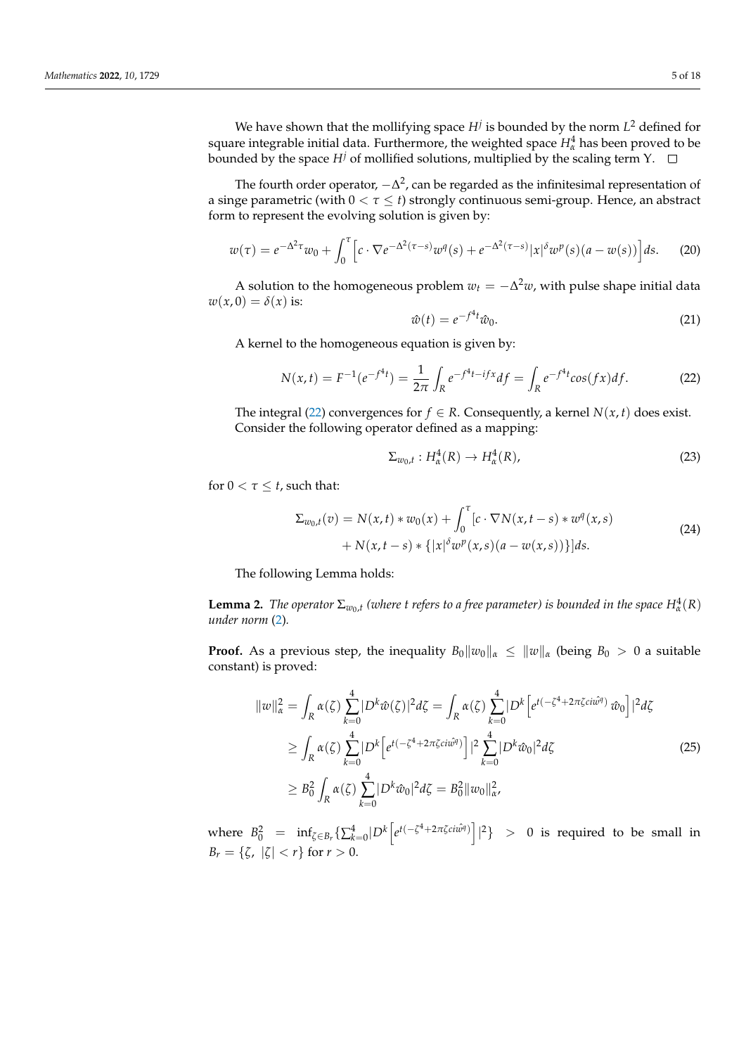We have shown that the mollifying space $H^j$ is bounded by the norm $L^2$ defined for square integrable initial data. Furthermore, the weighted space $H^4_\alpha$ has been proved to be bounded by the space $H^j$ of mollified solutions, multiplied by the scaling term $\Upsilon$. $\square$

The fourth order operator, $-\Delta^2$, can be regarded as the infinitesimal representation of a singe parametric (with $0 < \tau \leq t$) strongly continuous semi-group. Hence, an abstract form to represent the evolving solution is given by:

$$w(\tau) = e^{-\Delta^2 \tau} w_0 + \int_0^\tau \Big[ c \cdot \nabla e^{-\Delta^2(\tau - s)} w^q(s) + e^{-\Delta^2(\tau-s)} |x|^\delta w^p(s)(a - w(s)) \Big] ds. \tag{20}$$

A solution to the homogeneous problem $w_t = -\Delta^2 w$, with pulse shape initial data $w(x,0) = \delta(x)$ is:

$$\hat{w}(t) = e^{-f^4 t} \hat{w}_0. \tag{21}$$

A kernel to the homogeneous equation is given by:

$$N(x,t) = F^{-1}(e^{-f^4 t}) = \frac{1}{2\pi} \int_R e^{-f^4 t - ifx} df = \int_R e^{-f^4 t} cos(fx) df. \tag{22}$$

The integral (22) convergences for $f \in R$. Consequently, a kernel $N(x,t)$ does exist. Consider the following operator defined as a mapping:

$$\Sigma_{w_0,t} : H^4_\alpha(R) \to H^4_\alpha(R), \tag{23}$$

for $0 < \tau \leq t$, such that:

$$\begin{aligned} \Sigma_{w_0,t}(v) = N(x,t) * w_0(x) + \int_0^\tau [c \cdot \nabla N(x, t-s) * w^q(x,s) \\ + N(x, t-s) * \{|x|^\delta w^p(x,s)(a - w(x,s))\}] ds. \end{aligned} \tag{24}$$

The following Lemma holds:

**Lemma 2.** *The operator $\Sigma_{w_0,t}$ (where t refers to a free parameter) is bounded in the space $H^4_\alpha(R)$ under norm* (2)*.*

**Proof.** As a previous step, the inequality $B_0 \|w_0\|_\alpha \leq \|w\|_\alpha$ (being $B_0 > 0$ a suitable constant) is proved:

$$\begin{aligned} \|w\|^2_\alpha &= \int_R \alpha(\zeta) \sum_{k=0}^{4} |D^k \hat{w}(\zeta)|^2 d\zeta = \int_R \alpha(\zeta) \sum_{k=0}^{4} |D^k \Big[ e^{t(-\zeta^4 + 2\pi\zeta ci\hat{w}^q)} \, \hat{w}_0 \Big] |^2 d\zeta \\ &\geq \int_R \alpha(\zeta) \sum_{k=0}^{4} |D^k \Big[ e^{t(-\zeta^4 + 2\pi\zeta ci\hat{w}^q)} \Big] |^2 \sum_{k=0}^{4} |D^k \hat{w}_0|^2 d\zeta \\ &\geq B_0^2 \int_R \alpha(\zeta) \sum_{k=0}^{4} |D^k \hat{w}_0|^2 d\zeta = B_0^2 \|w_0\|^2_\alpha, \end{aligned} \tag{25}$$

where $B_0^2 = \inf_{\zeta \in B_r} \{ \sum_{k=0}^{4} |D^k \Big[ e^{t(-\zeta^4 + 2\pi\zeta ci\hat{w}^q)} \Big] |^2 \} > 0$ is required to be small in $B_r = \{\zeta, \ |\zeta| < r\}$ for $r > 0$.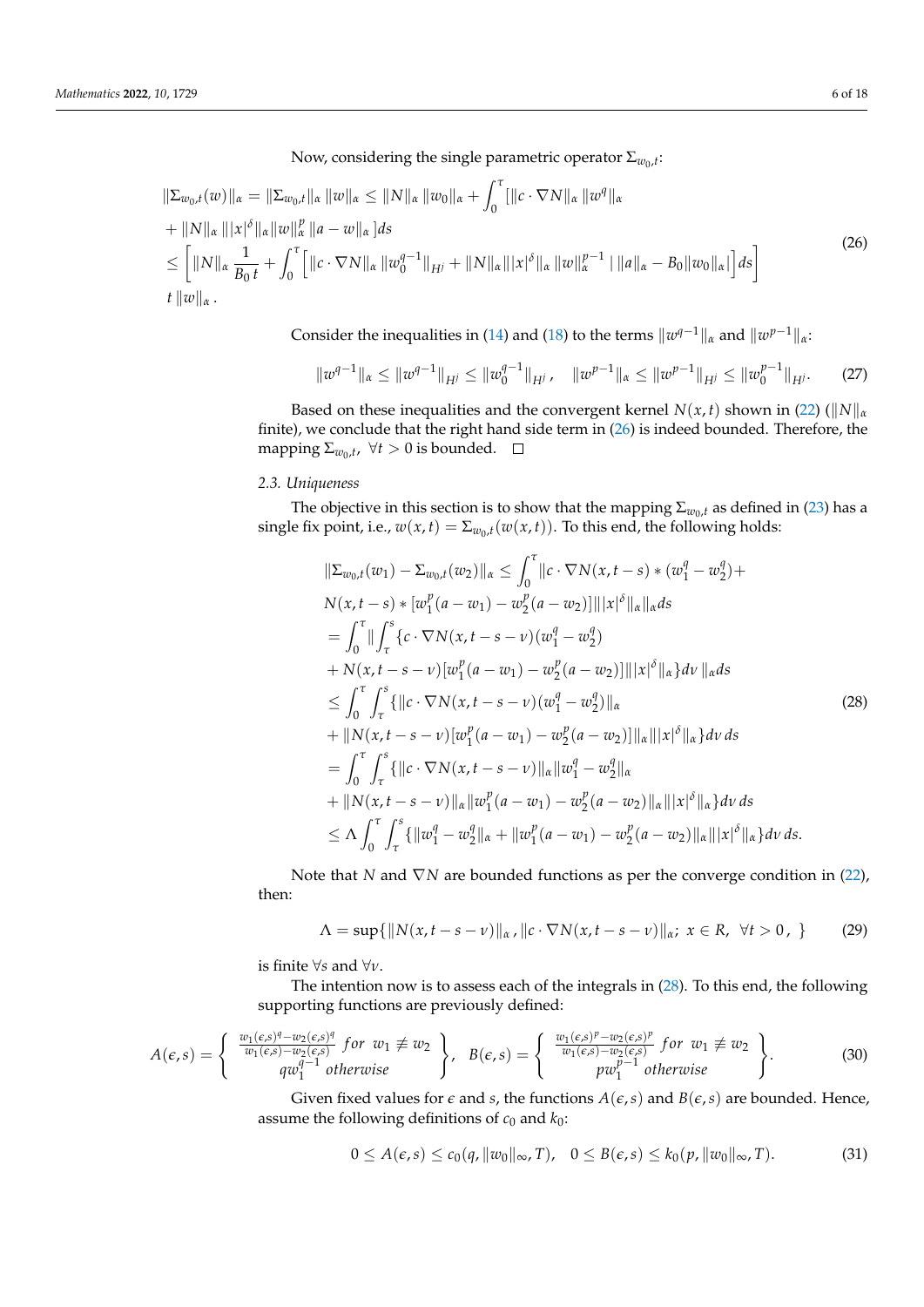Now, considering the single parametric operator $\Sigma_{w_0,t}$:

$$
\begin{aligned}
&\|\Sigma_{w_0,t}(w)\|_\alpha = \|\Sigma_{w_0,t}\|_\alpha \, \|w\|_\alpha \leq \|N\|_\alpha \, \|w_0\|_\alpha + \int_0^\tau [\|c \cdot \nabla N\|_\alpha \, \|w^q\|_\alpha \\
&+ \|N\|_\alpha \, \||x|^\delta\|_\alpha \|w\|_\alpha^p \, \|a - w\|_\alpha \,]ds \\
&\leq \left[ \|N\|_\alpha \, \frac{1}{B_0 \, t} + \int_0^\tau \left[ \|c \cdot \nabla N\|_\alpha \, \|w_0^{q-1}\|_{H^j} + \|N\|_\alpha \||x|^\delta\|_\alpha \, \|w\|_\alpha^{p-1} \mid \|a\|_\alpha - B_0 \|w_0\|_\alpha \right| \right] ds \Bigg] \\
&t \, \|w\|_\alpha \, .
\end{aligned} \tag{26}
$$

Consider the inequalities in (14) and (18) to the terms $\|w^{q-1}\|_\alpha$ and $\|w^{p-1}\|_\alpha$:

$$
\|w^{q-1}\|_\alpha \leq \|w^{q-1}\|_{H^j} \leq \|w_0^{q-1}\|_{H^j} \, , \quad \|w^{p-1}\|_\alpha \leq \|w^{p-1}\|_{H^j} \leq \|w_0^{p-1}\|_{H^j}. \tag{27}
$$

Based on these inequalities and the convergent kernel $N(x,t)$ shown in (22) ($\|N\|_\alpha$ finite), we conclude that the right hand side term in (26) is indeed bounded. Therefore, the mapping $\Sigma_{w_0,t}, \; \forall t > 0$ is bounded. □

### 2.3. Uniqueness

The objective in this section is to show that the mapping $\Sigma_{w_0,t}$ as defined in (23) has a single fix point, i.e., $w(x,t) = \Sigma_{w_0,t}(w(x,t))$. To this end, the following holds:

$$
\begin{aligned}
&\|\Sigma_{w_0,t}(w_1) - \Sigma_{w_0,t}(w_2)\|_\alpha \leq \int_0^\tau \|c \cdot \nabla N(x, t-s) * (w_1^q - w_2^q) + \\
&N(x, t-s) * [w_1^p(a - w_1) - w_2^p(a - w_2)] \| \||x|^\delta\|_\alpha \|_\alpha ds \\
&= \int_0^\tau \| \int_\tau^s \{ c \cdot \nabla N(x, t-s-\nu)(w_1^q - w_2^q) \\
&+ N(x, t-s-\nu)[w_1^p(a - w_1) - w_2^p(a - w_2)] \| \||x|^\delta\|_\alpha \} d\nu \, \|_\alpha ds \\
&\leq \int_0^\tau \int_\tau^s \{ \|c \cdot \nabla N(x, t-s-\nu)(w_1^q - w_2^q)\|_\alpha \\
&+ \|N(x, t-s-\nu)[w_1^p(a - w_1) - w_2^p(a - w_2)]\|_\alpha \||x|^\delta\|_\alpha \} d\nu \, ds \\
&= \int_0^\tau \int_\tau^s \{ \|c \cdot \nabla N(x, t-s-\nu)\|_\alpha \|w_1^q - w_2^q\|_\alpha \\
&+ \|N(x, t-s-\nu)\|_\alpha \|w_1^p(a - w_1) - w_2^p(a - w_2)\|_\alpha \||x|^\delta\|_\alpha \} d\nu \, ds \\
&\leq \Lambda \int_0^\tau \int_\tau^s \{ \|w_1^q - w_2^q\|_\alpha + \|w_1^p(a - w_1) - w_2^p(a - w_2)\|_\alpha \||x|^\delta\|_\alpha \} d\nu \, ds.
\end{aligned} \tag{28}
$$

Note that $N$ and $\nabla N$ are bounded functions as per the converge condition in (22), then:

$$
\Lambda = \sup\{ \|N(x, t-s-\nu)\|_\alpha \, , \|c \cdot \nabla N(x, t-s-\nu)\|_\alpha ; \; x \in R, \; \forall t > 0 \, , \; \} \tag{29}
$$

is finite $\forall s$ and $\forall \nu$.

The intention now is to assess each of the integrals in (28). To this end, the following supporting functions are previously defined:

$$
A(\epsilon, s) = \left\{ \begin{array}{c} \frac{w_1(\epsilon,s)^q - w_2(\epsilon,s)^q}{w_1(\epsilon,s) - w_2(\epsilon,s)} \; for \; w_1 \not\equiv w_2 \\ q w_1^{q-1} \; otherwise \end{array} \right\}, \quad B(\epsilon, s) = \left\{ \begin{array}{c} \frac{w_1(\epsilon,s)^p - w_2(\epsilon,s)^p}{w_1(\epsilon,s) - w_2(\epsilon,s)} \; for \; w_1 \not\equiv w_2 \\ p w_1^{p-1} \; otherwise \end{array} \right\}. \tag{30}
$$

Given fixed values for $\epsilon$ and $s$, the functions $A(\epsilon, s)$ and $B(\epsilon, s)$ are bounded. Hence, assume the following definitions of $c_0$ and $k_0$:

$$
0 \leq A(\epsilon, s) \leq c_0(q, \|w_0\|_\infty, T), \quad 0 \leq B(\epsilon, s) \leq k_0(p, \|w_0\|_\infty, T). \tag{31}
$$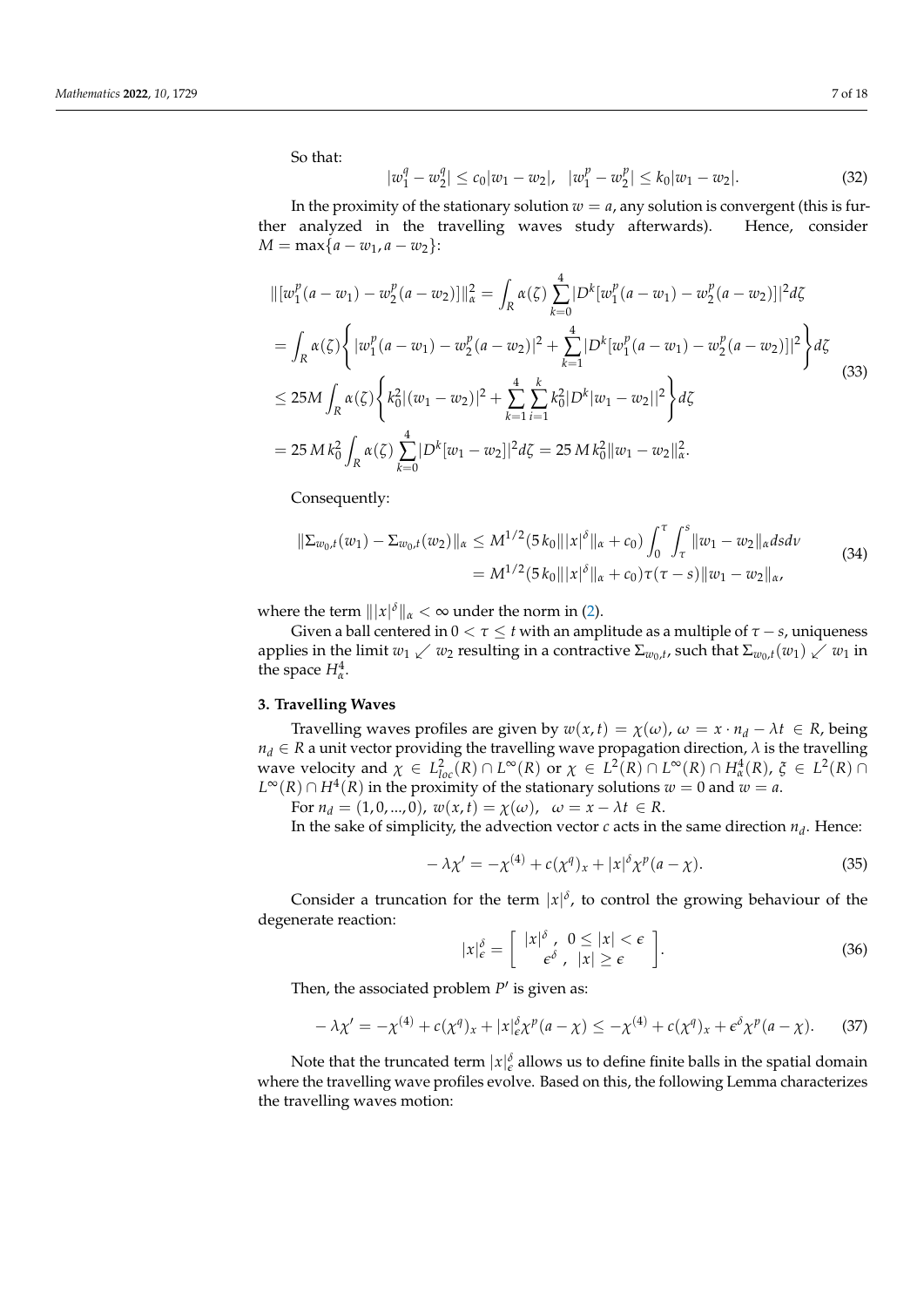So that:

$$|w_1^q - w_2^q| \leq c_0|w_1 - w_2|, \quad |w_1^p - w_2^p| \leq k_0|w_1 - w_2|. \tag{32}$$

In the proximity of the stationary solution $w = a$, any solution is convergent (this is further analyzed in the travelling waves study afterwards). Hence, consider $M = \max\{a - w_1, a - w_2\}$:

$$\begin{aligned}
\|[w_1^p(a-w_1) - w_2^p(a-w_2)]\|_\alpha^2 &= \int_R \alpha(\zeta) \sum_{k=0}^{4} |D^k[w_1^p(a-w_1) - w_2^p(a-w_2)]|^2 d\zeta \\
&= \int_R \alpha(\zeta) \left\{ |w_1^p(a-w_1) - w_2^p(a-w_2)|^2 + \sum_{k=1}^{4} |D^k[w_1^p(a-w_1) - w_2^p(a-w_2)]|^2 \right\} d\zeta \\
&\leq 25M \int_R \alpha(\zeta) \left\{ k_0^2 |(w_1 - w_2)|^2 + \sum_{k=1}^{4} \sum_{i=1}^{k} k_0^2 |D^k|w_1 - w_2||^2 \right\} d\zeta \\
&= 25\, M\, k_0^2 \int_R \alpha(\zeta) \sum_{k=0}^{4} |D^k[w_1 - w_2]|^2 d\zeta = 25\, M\, k_0^2 \|w_1 - w_2\|_\alpha^2.
\end{aligned} \tag{33}$$

Consequently:

$$\begin{aligned}
\|\Sigma_{w_0,t}(w_1) - \Sigma_{w_0,t}(w_2)\|_\alpha &\leq M^{1/2}(5\, k_0 \||x|^\delta\|_\alpha + c_0) \int_0^\tau \int_\tau^s \|w_1 - w_2\|_\alpha ds d\nu \\
&= M^{1/2}(5\, k_0 \||x|^\delta\|_\alpha + c_0) \tau(\tau - s) \|w_1 - w_2\|_\alpha,
\end{aligned} \tag{34}$$

where the term $\||x|^\delta\|_\alpha < \infty$ under the norm in (2).

Given a ball centered in $0 < \tau \leq t$ with an amplitude as a multiple of $\tau - s$, uniqueness applies in the limit $w_1 \swarrow w_2$ resulting in a contractive $\Sigma_{w_0,t}$, such that $\Sigma_{w_0,t}(w_1) \swarrow w_1$ in the space $H_\alpha^4$.

### 3. Travelling Waves

Travelling waves profiles are given by $w(x,t) = \chi(\omega)$, $\omega = x \cdot n_d - \lambda t \in R$, being $n_d \in R$ a unit vector providing the travelling wave propagation direction, $\lambda$ is the travelling wave velocity and $\chi \in L^2_{loc}(R) \cap L^\infty(R)$ or $\chi \in L^2(R) \cap L^\infty(R) \cap H_\alpha^4(R)$, $\xi \in L^2(R) \cap L^\infty(R) \cap H^4(R)$ in the proximity of the stationary solutions $w = 0$ and $w = a$.

For $n_d = (1, 0, ..., 0)$, $w(x,t) = \chi(\omega)$, $\omega = x - \lambda t \in R$.

In the sake of simplicity, the advection vector $c$ acts in the same direction $n_d$. Hence:

$$-\lambda \chi' = -\chi^{(4)} + c(\chi^q)_x + |x|^\delta \chi^p(a - \chi). \tag{35}$$

Consider a truncation for the term $|x|^\delta$, to control the growing behaviour of the degenerate reaction:

$$|x|_\epsilon^\delta = \begin{bmatrix} |x|^\delta, & 0 \leq |x| < \epsilon \\ \epsilon^\delta, & |x| \geq \epsilon \end{bmatrix}. \tag{36}$$

Then, the associated problem $P'$ is given as:

$$-\lambda \chi' = -\chi^{(4)} + c(\chi^q)_x + |x|_\epsilon^\delta \chi^p(a - \chi) \leq -\chi^{(4)} + c(\chi^q)_x + \epsilon^\delta \chi^p(a - \chi). \tag{37}$$

Note that the truncated term $|x|_\epsilon^\delta$ allows us to define finite balls in the spatial domain where the travelling wave profiles evolve. Based on this, the following Lemma characterizes the travelling waves motion: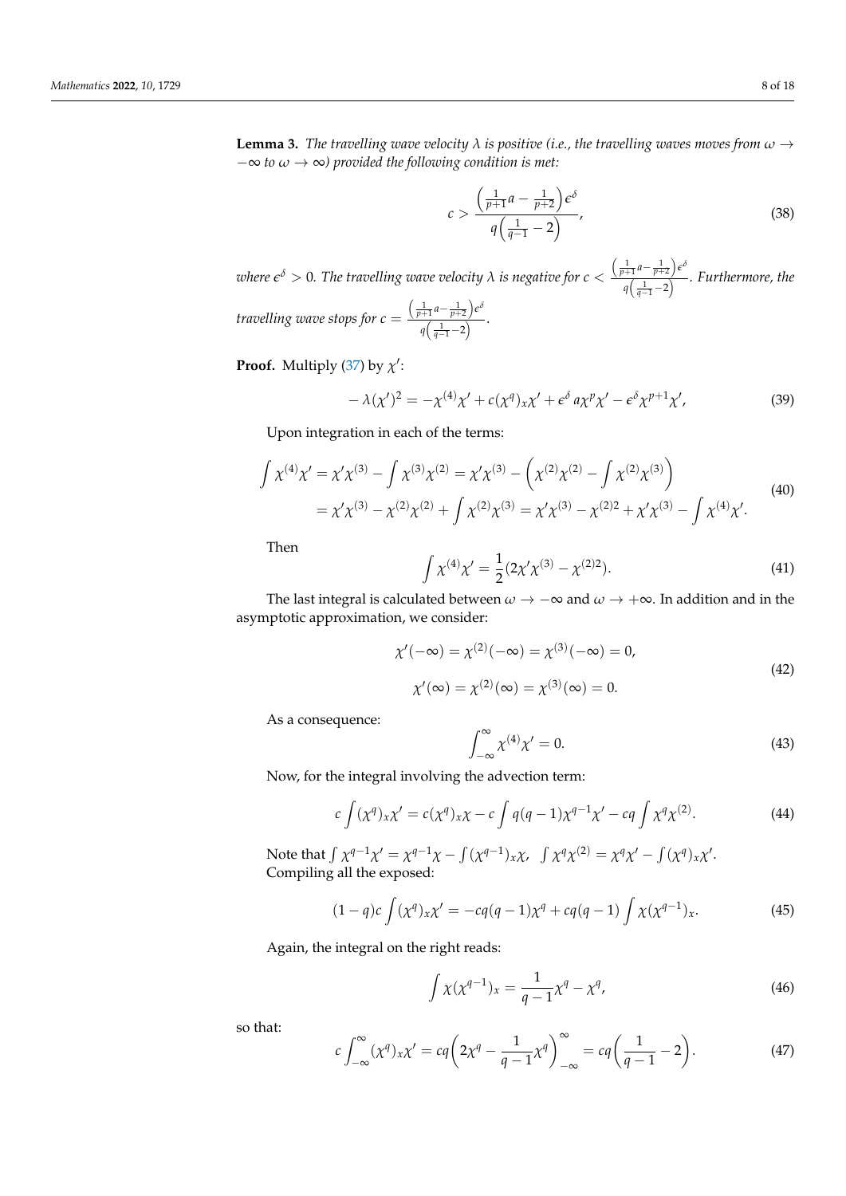**Lemma 3.** *The travelling wave velocity $\lambda$ is positive (i.e., the travelling waves moves from $\omega \to -\infty$ to $\omega \to \infty$) provided the following condition is met:*

$$c > \frac{\left(\frac{1}{p+1}a - \frac{1}{p+2}\right)\epsilon^{\delta}}{q\left(\frac{1}{q-1} - 2\right)}, \tag{38}$$

*where $\epsilon^{\delta} > 0$. The travelling wave velocity $\lambda$ is negative for $c < \frac{\left(\frac{1}{p+1}a - \frac{1}{p+2}\right)\epsilon^{\delta}}{q\left(\frac{1}{q-1} - 2\right)}$. Furthermore, the travelling wave stops for $c = \frac{\left(\frac{1}{p+1}a - \frac{1}{p+2}\right)\epsilon^{\delta}}{q\left(\frac{1}{q-1} - 2\right)}$.*

**Proof.** Multiply (37) by $\chi'$:

$$-\lambda(\chi')^2 = -\chi^{(4)}\chi' + c(\chi^q)_x\chi' + \epsilon^{\delta}\, a\chi^p\chi' - \epsilon^{\delta}\chi^{p+1}\chi', \tag{39}$$

Upon integration in each of the terms:

$$\begin{aligned}\int \chi^{(4)}\chi' &= \chi'\chi^{(3)} - \int \chi^{(3)}\chi^{(2)} = \chi'\chi^{(3)} - \left(\chi^{(2)}\chi^{(2)} - \int \chi^{(2)}\chi^{(3)}\right) \\ &= \chi'\chi^{(3)} - \chi^{(2)}\chi^{(2)} + \int \chi^{(2)}\chi^{(3)} = \chi'\chi^{(3)} - \chi^{(2)2} + \chi'\chi^{(3)} - \int \chi^{(4)}\chi'.\end{aligned} \tag{40}$$

Then

$$\int \chi^{(4)}\chi' = \frac{1}{2}(2\chi'\chi^{(3)} - \chi^{(2)2}). \tag{41}$$

The last integral is calculated between $\omega \to -\infty$ and $\omega \to +\infty$. In addition and in the asymptotic approximation, we consider:

$$\begin{aligned}\chi'(-\infty) = \chi^{(2)}(-\infty) = \chi^{(3)}(-\infty) = 0, \\ \chi'(\infty) = \chi^{(2)}(\infty) = \chi^{(3)}(\infty) = 0.\end{aligned} \tag{42}$$

As a consequence:

$$\int_{-\infty}^{\infty} \chi^{(4)}\chi' = 0. \tag{43}$$

Now, for the integral involving the advection term:

$$c\int (\chi^q)_x\chi' = c(\chi^q)_x\chi - c\int q(q-1)\chi^{q-1}\chi' - cq\int \chi^q\chi^{(2)}. \tag{44}$$

Note that $\int \chi^{q-1}\chi' = \chi^{q-1}\chi - \int (\chi^{q-1})_x\chi$, $\int \chi^q\chi^{(2)} = \chi^q\chi' - \int (\chi^q)_x\chi'$.
Compiling all the exposed:

$$(1-q)c\int (\chi^q)_x\chi' = -cq(q-1)\chi^q + cq(q-1)\int \chi(\chi^{q-1})_x. \tag{45}$$

Again, the integral on the right reads:

$$\int \chi(\chi^{q-1})_x = \frac{1}{q-1}\chi^q - \chi^q, \tag{46}$$

so that:

$$c\int_{-\infty}^{\infty} (\chi^q)_x\chi' = cq\left(2\chi^q - \frac{1}{q-1}\chi^q\right)_{-\infty}^{\infty} = cq\left(\frac{1}{q-1} - 2\right). \tag{47}$$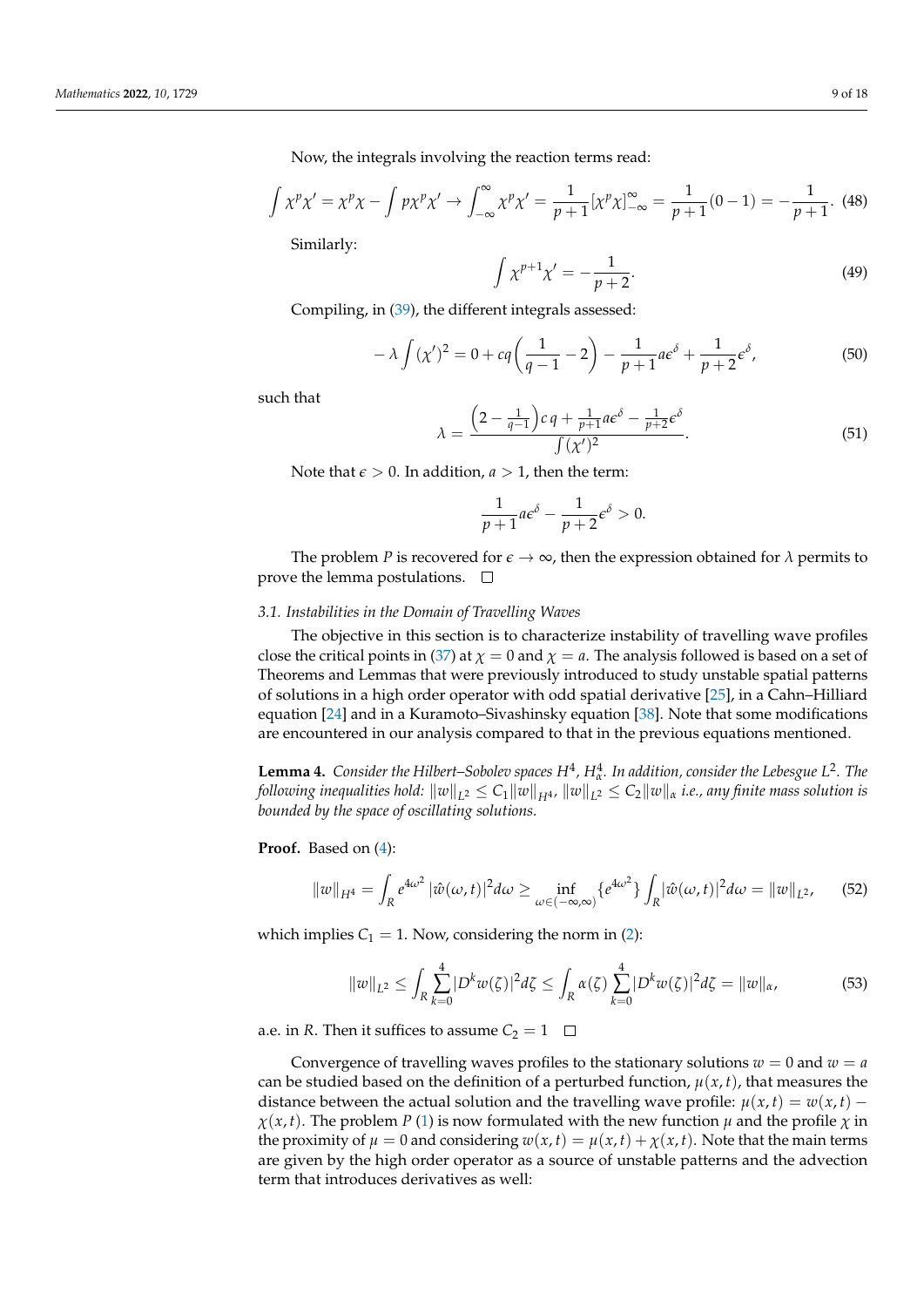Now, the integrals involving the reaction terms read:

$$\int \chi^p \chi' = \chi^p \chi - \int p \chi^p \chi' \to \int_{-\infty}^{\infty} \chi^p \chi' = \frac{1}{p+1}[\chi^p \chi]_{-\infty}^{\infty} = \frac{1}{p+1}(0-1) = -\frac{1}{p+1}. \quad (48)$$

Similarly:

$$\int \chi^{p+1} \chi' = -\frac{1}{p+2}. \quad (49)$$

Compiling, in (39), the different integrals assessed:

$$-\lambda \int (\chi')^2 = 0 + cq\left(\frac{1}{q-1} - 2\right) - \frac{1}{p+1} a \epsilon^{\delta} + \frac{1}{p+2} \epsilon^{\delta}, \quad (50)$$

such that

$$\lambda = \frac{\left(2 - \frac{1}{q-1}\right) c\, q + \frac{1}{p+1} a \epsilon^{\delta} - \frac{1}{p+2} \epsilon^{\delta}}{\int (\chi')^2}. \quad (51)$$

Note that $\epsilon > 0$. In addition, $a > 1$, then the term:

$$\frac{1}{p+1} a \epsilon^{\delta} - \frac{1}{p+2} \epsilon^{\delta} > 0.$$

The problem $P$ is recovered for $\epsilon \to \infty$, then the expression obtained for $\lambda$ permits to prove the lemma postulations. □

### 3.1. Instabilities in the Domain of Travelling Waves

The objective in this section is to characterize instability of travelling wave profiles close the critical points in (37) at $\chi = 0$ and $\chi = a$. The analysis followed is based on a set of Theorems and Lemmas that were previously introduced to study unstable spatial patterns of solutions in a high order operator with odd spatial derivative [25], in a Cahn–Hilliard equation [24] and in a Kuramoto–Sivashinsky equation [38]. Note that some modifications are encountered in our analysis compared to that in the previous equations mentioned.

**Lemma 4.** *Consider the Hilbert–Sobolev spaces $H^4$, $H^4_\alpha$. In addition, consider the Lebesgue $L^2$. The following inequalities hold: $\|w\|_{L^2} \leq C_1 \|w\|_{H^4}$, $\|w\|_{L^2} \leq C_2 \|w\|_{\alpha}$ i.e., any finite mass solution is bounded by the space of oscillating solutions.*

**Proof.** Based on (4):

$$\|w\|_{H^4} = \int_R e^{4\omega^2} |\hat{w}(\omega, t)|^2 d\omega \geq \inf_{\omega \in (-\infty, \infty)} \{e^{4\omega^2}\} \int_R |\hat{w}(\omega, t)|^2 d\omega = \|w\|_{L^2}, \quad (52)$$

which implies $C_1 = 1$. Now, considering the norm in (2):

$$\|w\|_{L^2} \leq \int_R \sum_{k=0}^{4} |D^k w(\zeta)|^2 d\zeta \leq \int_R \alpha(\zeta) \sum_{k=0}^{4} |D^k w(\zeta)|^2 d\zeta = \|w\|_{\alpha}, \quad (53)$$

a.e. in $R$. Then it suffices to assume $C_2 = 1$ □

Convergence of travelling waves profiles to the stationary solutions $w = 0$ and $w = a$ can be studied based on the definition of a perturbed function, $\mu(x, t)$, that measures the distance between the actual solution and the travelling wave profile: $\mu(x, t) = w(x, t) - \chi(x, t)$. The problem $P$ (1) is now formulated with the new function $\mu$ and the profile $\chi$ in the proximity of $\mu = 0$ and considering $w(x, t) = \mu(x, t) + \chi(x, t)$. Note that the main terms are given by the high order operator as a source of unstable patterns and the advection term that introduces derivatives as well: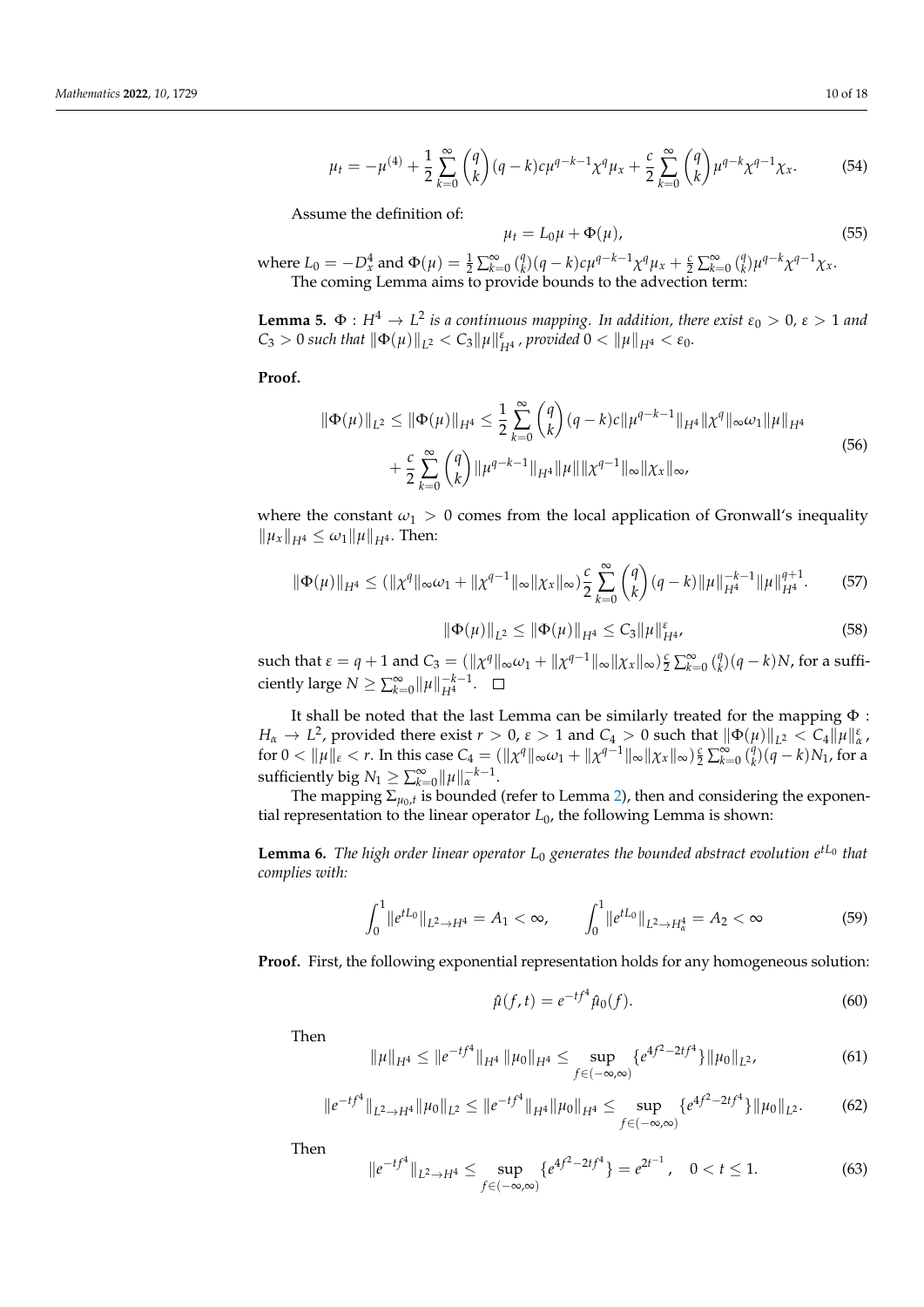$$\mu_t = -\mu^{(4)} + \frac{1}{2}\sum_{k=0}^{\infty}\binom{q}{k}(q-k)c\mu^{q-k-1}\chi^q\mu_x + \frac{c}{2}\sum_{k=0}^{\infty}\binom{q}{k}\mu^{q-k}\chi^{q-1}\chi_x. \tag{54}$$

Assume the definition of:

$$\mu_t = L_0\mu + \Phi(\mu), \tag{55}$$

where $L_0 = -D_x^4$ and $\Phi(\mu) = \frac{1}{2}\sum_{k=0}^{\infty}\binom{q}{k}(q-k)c\mu^{q-k-1}\chi^q\mu_x + \frac{c}{2}\sum_{k=0}^{\infty}\binom{q}{k}\mu^{q-k}\chi^{q-1}\chi_x$.

The coming Lemma aims to provide bounds to the advection term:

**Lemma 5.** *$\Phi : H^4 \to L^2$ is a continuous mapping. In addition, there exist $\varepsilon_0 > 0$, $\varepsilon > 1$ and $C_3 > 0$ such that $\|\Phi(\mu)\|_{L^2} < C_3\|\mu\|_{H^4}^{\varepsilon}$, provided $0 < \|\mu\|_{H^4} < \varepsilon_0$.*

**Proof.**

$$\begin{aligned}\|\Phi(\mu)\|_{L^2} \le \|\Phi(\mu)\|_{H^4} &\le \frac{1}{2}\sum_{k=0}^{\infty}\binom{q}{k}(q-k)c\|\mu^{q-k-1}\|_{H^4}\|\chi^q\|_{\infty}\omega_1\|\mu\|_{H^4} \\ &+ \frac{c}{2}\sum_{k=0}^{\infty}\binom{q}{k}\|\mu^{q-k-1}\|_{H^4}\|\mu\|\|\chi^{q-1}\|_{\infty}\|\chi_x\|_{\infty},\end{aligned} \tag{56}$$

where the constant $\omega_1 > 0$ comes from the local application of Gronwall's inequality $\|\mu_x\|_{H^4} \le \omega_1\|\mu\|_{H^4}$. Then:

$$\|\Phi(\mu)\|_{H^4} \le (\|\chi^q\|_{\infty}\omega_1 + \|\chi^{q-1}\|_{\infty}\|\chi_x\|_{\infty})\frac{c}{2}\sum_{k=0}^{\infty}\binom{q}{k}(q-k)\|\mu\|_{H^4}^{-k-1}\|\mu\|_{H^4}^{q+1}. \tag{57}$$

$$\|\Phi(\mu)\|_{L^2} \le \|\Phi(\mu)\|_{H^4} \le C_3\|\mu\|_{H^4}^{\varepsilon}, \tag{58}$$

such that $\varepsilon = q+1$ and $C_3 = (\|\chi^q\|_{\infty}\omega_1 + \|\chi^{q-1}\|_{\infty}\|\chi_x\|_{\infty})\frac{c}{2}\sum_{k=0}^{\infty}\binom{q}{k}(q-k)N$, for a sufficiently large $N \ge \sum_{k=0}^{\infty}\|\mu\|_{H^4}^{-k-1}$. □

It shall be noted that the last Lemma can be similarly treated for the mapping $\Phi : H_\alpha \to L^2$, provided there exist $r > 0$, $\varepsilon > 1$ and $C_4 > 0$ such that $\|\Phi(\mu)\|_{L^2} < C_4\|\mu\|_{\alpha}^{\varepsilon}$, for $0 < \|\mu\|_{\varepsilon} < r$. In this case $C_4 = (\|\chi^q\|_{\infty}\omega_1 + \|\chi^{q-1}\|_{\infty}\|\chi_x\|_{\infty})\frac{c}{2}\sum_{k=0}^{\infty}\binom{q}{k}(q-k)N_1$, for a sufficiently big $N_1 \ge \sum_{k=0}^{\infty}\|\mu\|_{\alpha}^{-k-1}$.

The mapping $\Sigma_{\mu_0,t}$ is bounded (refer to Lemma 2), then and considering the exponential representation to the linear operator $L_0$, the following Lemma is shown:

**Lemma 6.** *The high order linear operator $L_0$ generates the bounded abstract evolution $e^{tL_0}$ that complies with:*

$$\int_0^1 \|e^{tL_0}\|_{L^2 \to H^4} = A_1 < \infty, \qquad \int_0^1 \|e^{tL_0}\|_{L^2 \to H_\alpha^4} = A_2 < \infty \tag{59}$$

**Proof.** First, the following exponential representation holds for any homogeneous solution:

$$\hat{\mu}(f,t) = e^{-tf^4}\hat{\mu}_0(f). \tag{60}$$

Then

$$\|\mu\|_{H^4} \le \|e^{-tf^4}\|_{H^4}\|\mu_0\|_{H^4} \le \sup_{f\in(-\infty,\infty)}\{e^{4f^2-2tf^4}\}\|\mu_0\|_{L^2}, \tag{61}$$

$$\|e^{-tf^4}\|_{L^2\to H^4}\|\mu_0\|_{L^2} \le \|e^{-tf^4}\|_{H^4}\|\mu_0\|_{H^4} \le \sup_{f\in(-\infty,\infty)}\{e^{4f^2-2tf^4}\}\|\mu_0\|_{L^2}. \tag{62}$$

Then

$$\|e^{-tf^4}\|_{L^2\to H^4} \le \sup_{f\in(-\infty,\infty)}\{e^{4f^2-2tf^4}\} = e^{2t^{-1}}, \quad 0 < t \le 1. \tag{63}$$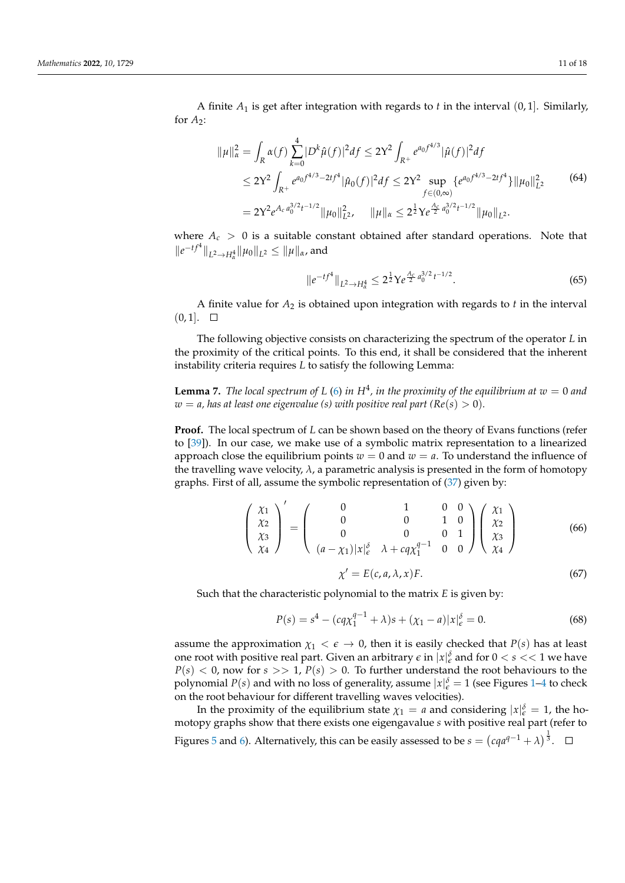A finite $A_1$ is get after integration with regards to $t$ in the interval $(0, 1]$. Similarly, for $A_2$:

$$
\begin{aligned}
\|\mu\|_\alpha^2 &= \int_R \alpha(f) \sum_{k=0}^{4} |D^k \hat{\mu}(f)|^2 df \leq 2\Upsilon^2 \int_{R^+} e^{a_0 f^{4/3}} |\hat{\mu}(f)|^2 df \\
&\leq 2\Upsilon^2 \int_{R^+} e^{a_0 f^{4/3} - 2tf^4} |\hat{\mu}_0(f)|^2 df \leq 2\Upsilon^2 \sup_{f \in (0,\infty)} \{e^{a_0 f^{4/3} - 2tf^4}\} \|\mu_0\|_{L^2}^2 \\
&= 2\Upsilon^2 e^{A_c a_0^{3/2} t^{-1/2}} \|\mu_0\|_{L^2}^2, \qquad \|\mu\|_\alpha \leq 2^{\frac{1}{2}} \Upsilon e^{\frac{A_c}{2} a_0^{3/2} t^{-1/2}} \|\mu_0\|_{L^2}.
\end{aligned}
\tag{64}
$$

where $A_c > 0$ is a suitable constant obtained after standard operations. Note that $\|e^{-tf^4}\|_{L^2 \to H_\alpha^4} \|\mu_0\|_{L^2} \leq \|\mu\|_\alpha$, and

$$
\|e^{-tf^4}\|_{L^2 \to H_\alpha^4} \leq 2^{\frac{1}{2}} \Upsilon e^{\frac{A_c}{2} a_0^{3/2} t^{-1/2}}. \tag{65}
$$

A finite value for $A_2$ is obtained upon integration with regards to $t$ in the interval $(0, 1]$. □

The following objective consists on characterizing the spectrum of the operator $L$ in the proximity of the critical points. To this end, it shall be considered that the inherent instability criteria requires $L$ to satisfy the following Lemma:

**Lemma 7.** *The local spectrum of $L$ (6) in $H^4$, in the proximity of the equilibrium at $w = 0$ and $w = a$, has at least one eigenvalue (s) with positive real part ($Re(s) > 0$).*

**Proof.** The local spectrum of $L$ can be shown based on the theory of Evans functions (refer to [39]). In our case, we make use of a symbolic matrix representation to a linearized approach close the equilibrium points $w = 0$ and $w = a$. To understand the influence of the travelling wave velocity, $\lambda$, a parametric analysis is presented in the form of homotopy graphs. First of all, assume the symbolic representation of (37) given by:

$$
\begin{pmatrix} \chi_1 \\ \chi_2 \\ \chi_3 \\ \chi_4 \end{pmatrix}' = \begin{pmatrix} 0 & 1 & 0 & 0 \\ 0 & 0 & 1 & 0 \\ 0 & 0 & 0 & 1 \\ (a - \chi_1)|x|_\epsilon^\delta & \lambda + cq\chi_1^{q-1} & 0 & 0 \end{pmatrix} \begin{pmatrix} \chi_1 \\ \chi_2 \\ \chi_3 \\ \chi_4 \end{pmatrix} \tag{66}
$$

$$
\chi' = E(c, a, \lambda, x) F. \tag{67}
$$

Such that the characteristic polynomial to the matrix $E$ is given by:

$$
P(s) = s^4 - (cq\chi_1^{q-1} + \lambda)s + (\chi_1 - a)|x|_\epsilon^\delta = 0. \tag{68}
$$

assume the approximation $\chi_1 < \epsilon \to 0$, then it is easily checked that $P(s)$ has at least one root with positive real part. Given an arbitrary $\epsilon$ in $|x|_\epsilon^\delta$ and for $0 < s << 1$ we have $P(s) < 0$, now for $s >> 1$, $P(s) > 0$. To further understand the root behaviours to the polynomial $P(s)$ and with no loss of generality, assume $|x|_\epsilon^\delta = 1$ (see Figures 1–4 to check on the root behaviour for different travelling waves velocities).

In the proximity of the equilibrium state $\chi_1 = a$ and considering $|x|_\epsilon^\delta = 1$, the homotopy graphs show that there exists one eigengavalue $s$ with positive real part (refer to Figures 5 and 6). Alternatively, this can be easily assessed to be $s = \left(cqa^{q-1} + \lambda\right)^{\frac{1}{3}}$. □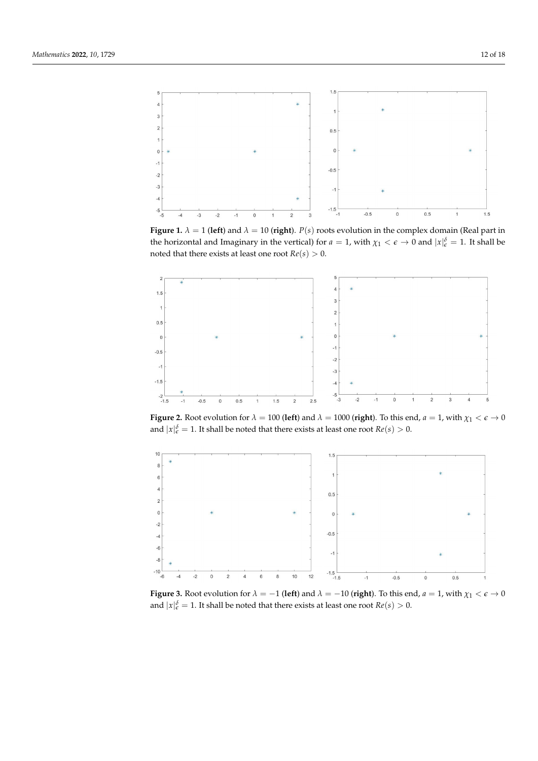**Figure 1.** $\lambda = 1$ (**left**) and $\lambda = 10$ (**right**). $P(s)$ roots evolution in the complex domain (Real part in the horizontal and Imaginary in the vertical) for $a = 1$, with $\chi_1 < \epsilon \to 0$ and $|x|_\epsilon^\delta = 1$. It shall be noted that there exists at least one root $Re(s) > 0$.

**Figure 2.** Root evolution for $\lambda = 100$ (**left**) and $\lambda = 1000$ (**right**). To this end, $a = 1$, with $\chi_1 < \epsilon \to 0$ and $|x|_\epsilon^\delta = 1$. It shall be noted that there exists at least one root $Re(s) > 0$.

**Figure 3.** Root evolution for $\lambda = -1$ (**left**) and $\lambda = -10$ (**right**). To this end, $a = 1$, with $\chi_1 < \epsilon \to 0$ and $|x|_\epsilon^\delta = 1$. It shall be noted that there exists at least one root $Re(s) > 0$.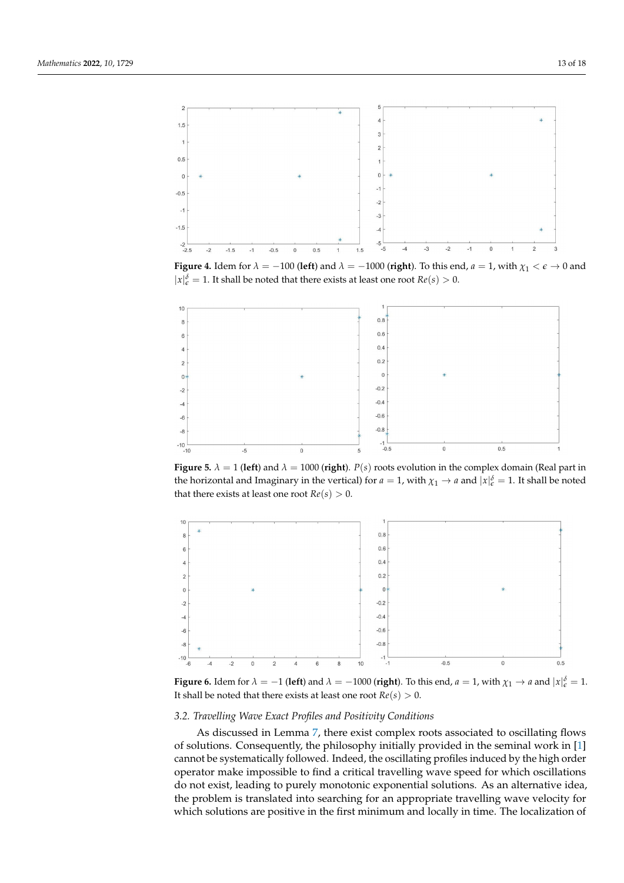**Figure 4.** Idem for $\lambda = -100$ (**left**) and $\lambda = -1000$ (**right**). To this end, $a = 1$, with $\chi_1 < \epsilon \to 0$ and $|x|_\epsilon^\delta = 1$. It shall be noted that there exists at least one root $Re(s) > 0$.

**Figure 5.** $\lambda = 1$ (**left**) and $\lambda = 1000$ (**right**). $P(s)$ roots evolution in the complex domain (Real part in the horizontal and Imaginary in the vertical) for $a = 1$, with $\chi_1 \to a$ and $|x|_\epsilon^\delta = 1$. It shall be noted that there exists at least one root $Re(s) > 0$.

**Figure 6.** Idem for $\lambda = -1$ (**left**) and $\lambda = -1000$ (**right**). To this end, $a = 1$, with $\chi_1 \to a$ and $|x|_\epsilon^\delta = 1$. It shall be noted that there exists at least one root $Re(s) > 0$.

### *3.2. Travelling Wave Exact Profiles and Positivity Conditions*

As discussed in Lemma 7, there exist complex roots associated to oscillating flows of solutions. Consequently, the philosophy initially provided in the seminal work in [1] cannot be systematically followed. Indeed, the oscillating profiles induced by the high order operator make impossible to find a critical travelling wave speed for which oscillations do not exist, leading to purely monotonic exponential solutions. As an alternative idea, the problem is translated into searching for an appropriate travelling wave velocity for which solutions are positive in the first minimum and locally in time. The localization of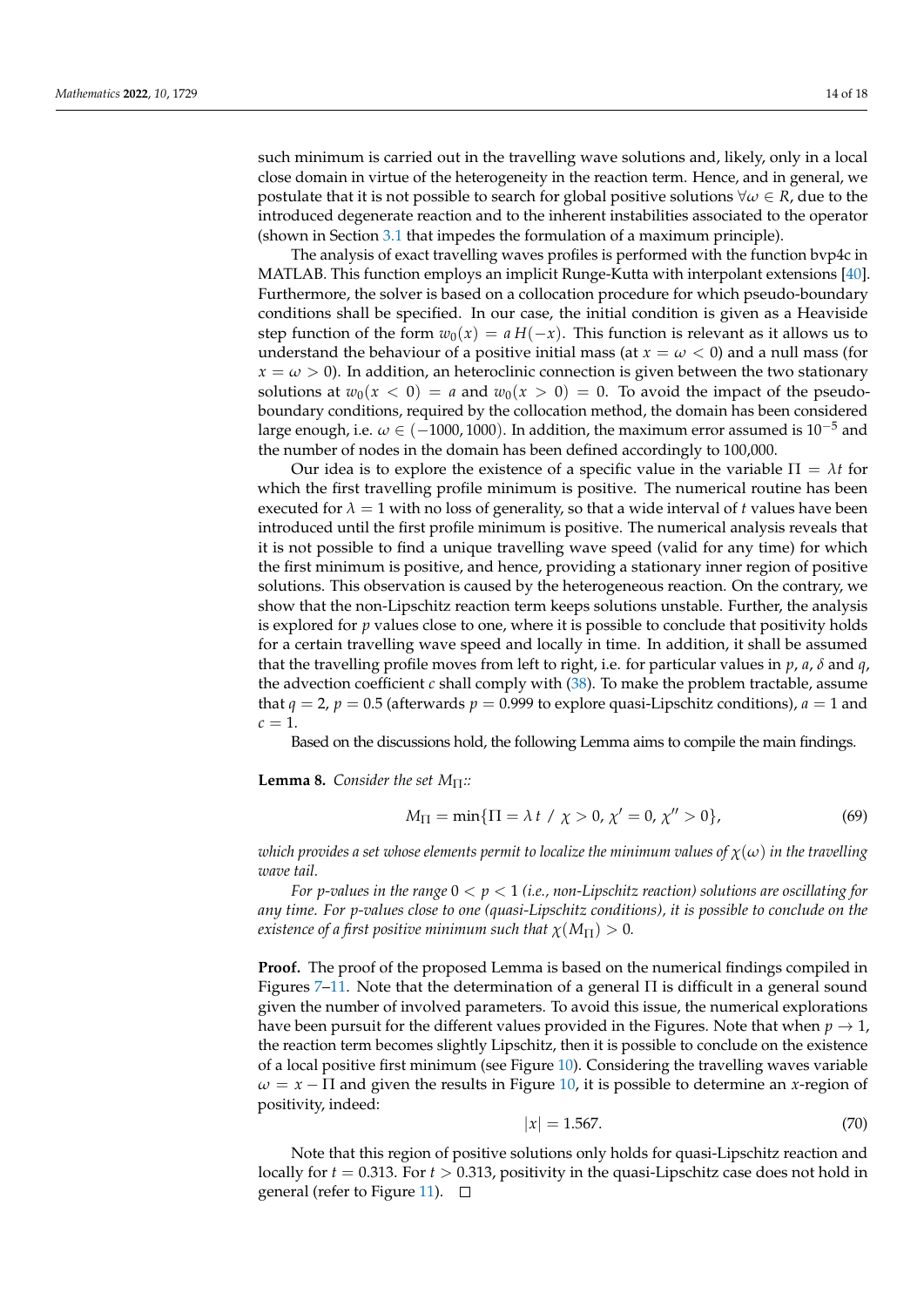such minimum is carried out in the travelling wave solutions and, likely, only in a local close domain in virtue of the heterogeneity in the reaction term. Hence, and in general, we postulate that it is not possible to search for global positive solutions $\forall \omega \in R$, due to the introduced degenerate reaction and to the inherent instabilities associated to the operator (shown in Section 3.1 that impedes the formulation of a maximum principle).

The analysis of exact travelling waves profiles is performed with the function bvp4c in MATLAB. This function employs an implicit Runge-Kutta with interpolant extensions [40]. Furthermore, the solver is based on a collocation procedure for which pseudo-boundary conditions shall be specified. In our case, the initial condition is given as a Heaviside step function of the form $w_0(x) = a\,H(-x)$. This function is relevant as it allows us to understand the behaviour of a positive initial mass (at $x = \omega < 0$) and a null mass (for $x = \omega > 0$). In addition, an heteroclinic connection is given between the two stationary solutions at $w_0(x < 0) = a$ and $w_0(x > 0) = 0$. To avoid the impact of the pseudo-boundary conditions, required by the collocation method, the domain has been considered large enough, i.e. $\omega \in (-1000, 1000)$. In addition, the maximum error assumed is $10^{-5}$ and the number of nodes in the domain has been defined accordingly to 100,000.

Our idea is to explore the existence of a specific value in the variable $\Pi = \lambda t$ for which the first travelling profile minimum is positive. The numerical routine has been executed for $\lambda = 1$ with no loss of generality, so that a wide interval of $t$ values have been introduced until the first profile minimum is positive. The numerical analysis reveals that it is not possible to find a unique travelling wave speed (valid for any time) for which the first minimum is positive, and hence, providing a stationary inner region of positive solutions. This observation is caused by the heterogeneous reaction. On the contrary, we show that the non-Lipschitz reaction term keeps solutions unstable. Further, the analysis is explored for $p$ values close to one, where it is possible to conclude that positivity holds for a certain travelling wave speed and locally in time. In addition, it shall be assumed that the travelling profile moves from left to right, i.e. for particular values in $p$, $a$, $\delta$ and $q$, the advection coefficient $c$ shall comply with (38). To make the problem tractable, assume that $q = 2$, $p = 0.5$ (afterwards $p = 0.999$ to explore quasi-Lipschitz conditions), $a = 1$ and $c = 1$.

Based on the discussions hold, the following Lemma aims to compile the main findings.

**Lemma 8.** *Consider the set $M_\Pi$::*

$$M_\Pi = \min\{\Pi = \lambda\, t \;/\; \chi > 0,\, \chi' = 0,\, \chi'' > 0\}, \tag{69}$$

*which provides a set whose elements permit to localize the minimum values of $\chi(\omega)$ in the travelling wave tail.*

*For p-values in the range $0 < p < 1$ (i.e., non-Lipschitz reaction) solutions are oscillating for any time. For p-values close to one (quasi-Lipschitz conditions), it is possible to conclude on the existence of a first positive minimum such that $\chi(M_\Pi) > 0$.*

**Proof.** The proof of the proposed Lemma is based on the numerical findings compiled in Figures 7–11. Note that the determination of a general $\Pi$ is difficult in a general sound given the number of involved parameters. To avoid this issue, the numerical explorations have been pursuit for the different values provided in the Figures. Note that when $p \to 1$, the reaction term becomes slightly Lipschitz, then it is possible to conclude on the existence of a local positive first minimum (see Figure 10). Considering the travelling waves variable $\omega = x - \Pi$ and given the results in Figure 10, it is possible to determine an $x$-region of positivity, indeed:

$$|x| = 1.567. \tag{70}$$

Note that this region of positive solutions only holds for quasi-Lipschitz reaction and locally for $t = 0.313$. For $t > 0.313$, positivity in the quasi-Lipschitz case does not hold in general (refer to Figure 11). □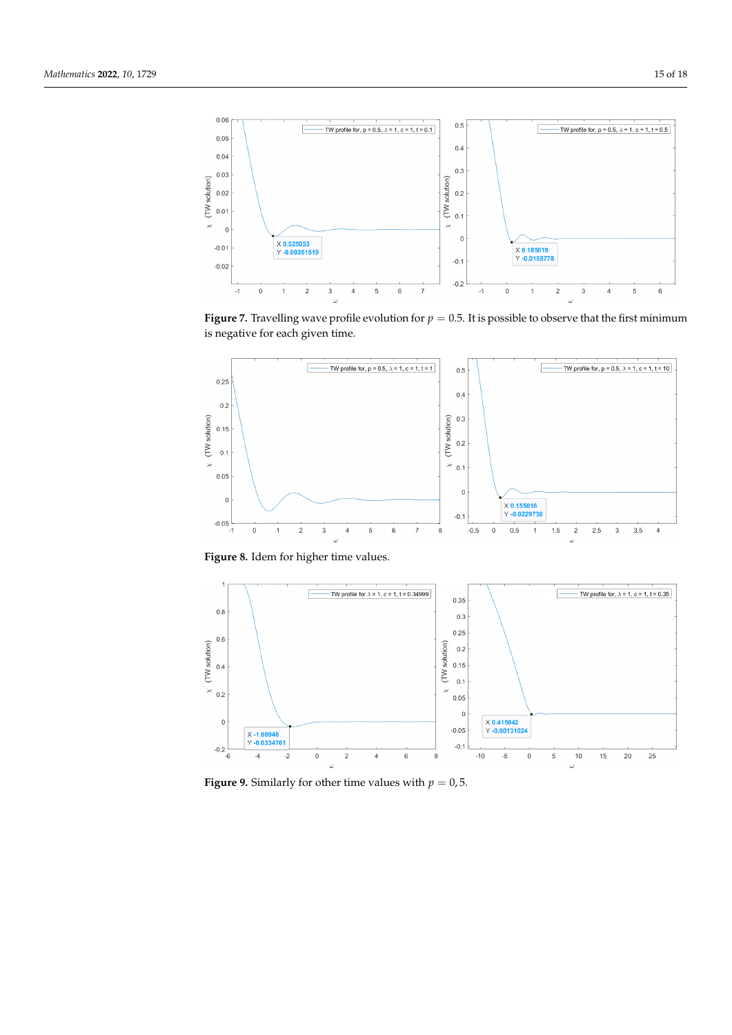**Figure 7.** Travelling wave profile evolution for $p = 0.5$. It is possible to observe that the first minimum is negative for each given time.

**Figure 8.** Idem for higher time values.

**Figure 9.** Similarly for other time values with $p = 0,5$.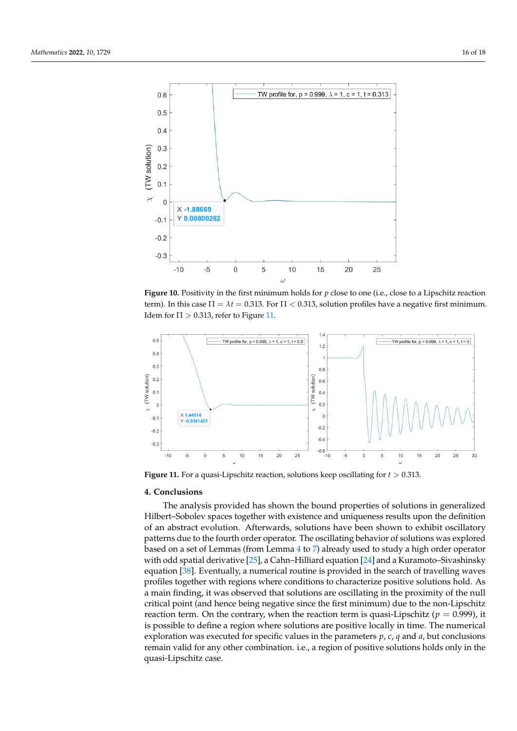**Figure 10.** Positivity in the first minimum holds for $p$ close to one (i.e., close to a Lipschitz reaction term). In this case $\Pi = \lambda t = 0.313$. For $\Pi < 0.313$, solution profiles have a negative first minimum. Idem for $\Pi > 0.313$, refer to Figure 11.

**Figure 11.** For a quasi-Lipschitz reaction, solutions keep oscillating for $t > 0.313$.

## 4. Conclusions

The analysis provided has shown the bound properties of solutions in generalized Hilbert–Sobolev spaces together with existence and uniqueness results upon the definition of an abstract evolution. Afterwards, solutions have been shown to exhibit oscillatory patterns due to the fourth order operator. The oscillating behavior of solutions was explored based on a set of Lemmas (from Lemma 4 to 7) already used to study a high order operator with odd spatial derivative [25], a Cahn–Hilliard equation [24] and a Kuramoto–Sivashinsky equation [38]. Eventually, a numerical routine is provided in the search of travelling waves profiles together with regions where conditions to characterize positive solutions hold. As a main finding, it was observed that solutions are oscillating in the proximity of the null critical point (and hence being negative since the first minimum) due to the non-Lipschitz reaction term. On the contrary, when the reaction term is quasi-Lipschitz ($p = 0.999$), it is possible to define a region where solutions are positive locally in time. The numerical exploration was executed for specific values in the parameters $p$, $c$, $q$ and $a$, but conclusions remain valid for any other combination. i.e., a region of positive solutions holds only in the quasi-Lipschitz case.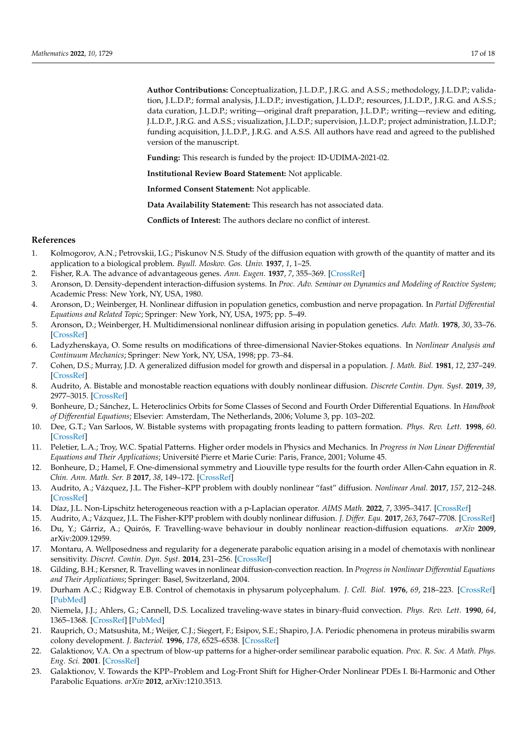**Author Contributions:** Conceptualization, J.L.D.P., J.R.G. and A.S.S.; methodology, J.L.D.P.; validation, J.L.D.P.; formal analysis, J.L.D.P.; investigation, J.L.D.P.; resources, J.L.D.P., J.R.G. and A.S.S.; data curation, J.L.D.P.; writing—original draft preparation, J.L.D.P.; writing—review and editing, J.L.D.P., J.R.G. and A.S.S.; visualization, J.L.D.P.; supervision, J.L.D.P.; project administration, J.L.D.P.; funding acquisition, J.L.D.P., J.R.G. and A.S.S. All authors have read and agreed to the published version of the manuscript.

**Funding:** This research is funded by the project: ID-UDIMA-2021-02.

**Institutional Review Board Statement:** Not applicable.

**Informed Consent Statement:** Not applicable.

**Data Availability Statement:** This research has not associated data.

**Conflicts of Interest:** The authors declare no conflict of interest.

## References

1. Kolmogorov, A.N.; Petrovskii, I.G.; Piskunov N.S. Study of the diffusion equation with growth of the quantity of matter and its application to a biological problem. *Byull. Moskov. Gos. Univ.* **1937**, *1*, 1–25.
2. Fisher, R.A. The advance of advantageous genes. *Ann. Eugen.* **1937**, *7*, 355–369. [CrossRef]
3. Aronson, D. Density-dependent interaction-diffusion systems. In *Proc. Adv. Seminar on Dynamics and Modeling of Reactive System*; Academic Press: New York, NY, USA, 1980.
4. Aronson, D.; Weinberger, H. Nonlinear diffusion in population genetics, combustion and nerve propagation. In *Partial Differential Equations and Related Topic*; Springer: New York, NY, USA, 1975; pp. 5–49.
5. Aronson, D.; Weinberger, H. Multidimensional nonlinear diffusion arising in population genetics. *Adv. Math.* **1978**, *30*, 33–76. [CrossRef]
6. Ladyzhenskaya, O. Some results on modifications of three-dimensional Navier-Stokes equations. In *Nonlinear Analysis and Continuum Mechanics*; Springer: New York, NY, USA, 1998; pp. 73–84.
7. Cohen, D.S.; Murray, J.D. A generalized diffusion model for growth and dispersal in a population. *J. Math. Biol.* **1981**, *12*, 237–249. [CrossRef]
8. Audrito, A. Bistable and monostable reaction equations with doubly nonlinear diffusion. *Discrete Contin. Dyn. Syst.* **2019**, *39*, 2977–3015. [CrossRef]
9. Bonheure, D.; Sánchez, L. Heteroclinics Orbits for Some Classes of Second and Fourth Order Differential Equations. In *Handbook of Differential Equations*; Elsevier: Amsterdam, The Netherlands, 2006; Volume 3, pp. 103–202.
10. Dee, G.T.; Van Sarloos, W. Bistable systems with propagating fronts leading to pattern formation. *Phys. Rev. Lett.* **1998**, *60*. [CrossRef]
11. Peletier, L.A.; Troy, W.C. Spatial Patterns. Higher order models in Physics and Mechanics. In *Progress in Non Linear Differential Equations and Their Applications*; Université Pierre et Marie Curie: Paris, France, 2001; Volume 45.
12. Bonheure, D.; Hamel, F. One-dimensional symmetry and Liouville type results for the fourth order Allen-Cahn equation in *R*. *Chin. Ann. Math. Ser. B* **2017**, *38*, 149–172. [CrossRef]
13. Audrito, A.; Vázquez, J.L. The Fisher–KPP problem with doubly nonlinear "fast" diffusion. *Nonlinear Anal.* **2017**, *157*, 212–248. [CrossRef]
14. Díaz, J.L. Non-Lipschitz heterogeneous reaction with a p-Laplacian operator. *AIMS Math.* **2022**, *7*, 3395–3417. [CrossRef]
15. Audrito, A.; Vázquez, J.L. The Fisher-KPP problem with doubly nonlinear diffusion. *J. Differ. Equ.* **2017**, *263*, 7647–7708. [CrossRef]
16. Du, Y.; Gárriz, A.; Quirós, F. Travelling-wave behaviour in doubly nonlinear reaction-diffusion equations. *arXiv* **2009**, arXiv:2009.12959.
17. Montaru, A. Wellposedness and regularity for a degenerate parabolic equation arising in a model of chemotaxis with nonlinear sensitivity. *Discret. Contin. Dyn. Syst.* **2014**, 231–256. [CrossRef]
18. Gilding, B.H.; Kersner, R. Travelling waves in nonlinear diffusion-convection reaction. In *Progress in Nonlinear Differential Equations and Their Applications*; Springer: Basel, Switzerland, 2004.
19. Durham A.C.; Ridgway E.B. Control of chemotaxis in physarum polycephalum. *J. Cell. Biol.* **1976**, *69*, 218–223. [CrossRef] [PubMed]
20. Niemela, J.J.; Ahlers, G.; Cannell, D.S. Localized traveling-wave states in binary-fluid convection. *Phys. Rev. Lett.* **1990**, *64*, 1365–1368. [CrossRef] [PubMed]
21. Rauprich, O.; Matsushita, M.; Weijer, C.J.; Siegert, F.; Esipov, S.E.; Shapiro, J.A. Periodic phenomena in proteus mirabilis swarm colony development. *J. Bacteriol.* **1996**, *178*, 6525–6538. [CrossRef]
22. Galaktionov, V.A. On a spectrum of blow-up patterns for a higher-order semilinear parabolic equation. *Proc. R. Soc. A Math. Phys. Eng. Sci.* **2001**. [CrossRef]
23. Galaktionov, V. Towards the KPP–Problem and Log-Front Shift for Higher-Order Nonlinear PDEs I. Bi-Harmonic and Other Parabolic Equations. *arXiv* **2012**, arXiv:1210.3513.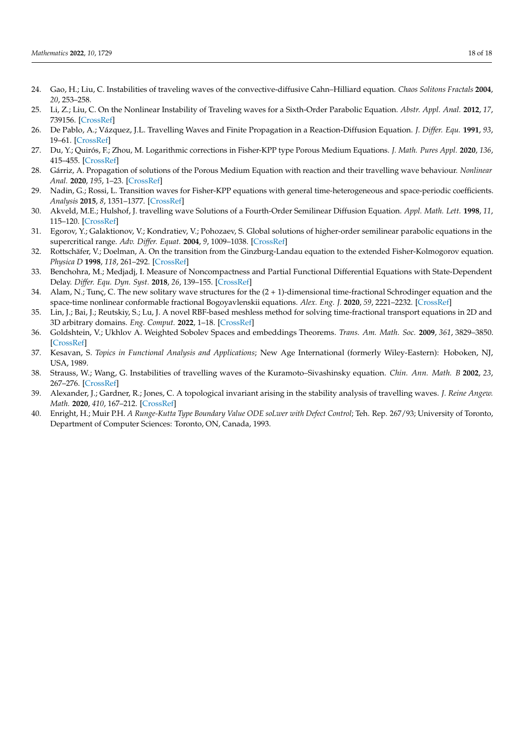24. Gao, H.; Liu, C. Instabilities of traveling waves of the convective-diffusive Cahn–Hilliard equation. *Chaos Solitons Fractals* **2004**, *20*, 253–258.
25. Li, Z.; Liu, C. On the Nonlinear Instability of Traveling waves for a Sixth-Order Parabolic Equation. *Abstr. Appl. Anal.* **2012**, *17*, 739156. [CrossRef]
26. De Pablo, A.; Vázquez, J.L. Travelling Waves and Finite Propagation in a Reaction-Diffusion Equation. *J. Differ. Equ.* **1991**, *93*, 19–61. [CrossRef]
27. Du, Y.; Quirós, F.; Zhou, M. Logarithmic corrections in Fisher-KPP type Porous Medium Equations. *J. Math. Pures Appl.* **2020**, *136*, 415–455. [CrossRef]
28. Gárriz, A. Propagation of solutions of the Porous Medium Equation with reaction and their travelling wave behaviour. *Nonlinear Anal.* **2020**, *195*, 1–23. [CrossRef]
29. Nadin, G.; Rossi, L. Transition waves for Fisher-KPP equations with general time-heterogeneous and space-periodic coefficients. *Analysis* **2015**, *8*, 1351–1377. [CrossRef]
30. Akveld, M.E.; Hulshof, J. travelling wave Solutions of a Fourth-Order Semilinear Diffusion Equation. *Appl. Math. Lett.* **1998**, *11*, 115–120. [CrossRef]
31. Egorov, Y.; Galaktionov, V.; Kondratiev, V.; Pohozaev, S. Global solutions of higher-order semilinear parabolic equations in the supercritical range. *Adv. Differ. Equat.* **2004**, *9*, 1009–1038. [CrossRef]
32. Rottschäfer, V.; Doelman, A. On the transition from the Ginzburg-Landau equation to the extended Fisher-Kolmogorov equation. *Physica D* **1998**, *118*, 261–292. [CrossRef]
33. Benchohra, M.; Medjadj, I. Measure of Noncompactness and Partial Functional Differential Equations with State-Dependent Delay. *Differ. Equ. Dyn. Syst.* **2018**, *26*, 139–155. [CrossRef]
34. Alam, N.; Tunç, C. The new solitary wave structures for the (2 + 1)-dimensional time-fractional Schrodinger equation and the space-time nonlinear conformable fractional Bogoyavlenskii equations. *Alex. Eng. J.* **2020**, *59*, 2221–2232. [CrossRef]
35. Lin, J.; Bai, J.; Reutskiy, S.; Lu, J. A novel RBF-based meshless method for solving time-fractional transport equations in 2D and 3D arbitrary domains. *Eng. Comput.* **2022**, 1–18. [CrossRef]
36. Goldshtein, V.; Ukhlov A. Weighted Sobolev Spaces and embeddings Theorems. *Trans. Am. Math. Soc.* **2009**, *361*, 3829–3850. [CrossRef]
37. Kesavan, S. *Topics in Functional Analysis and Applications*; New Age International (formerly Wiley-Eastern): Hoboken, NJ, USA, 1989.
38. Strauss, W.; Wang, G. Instabilities of travelling waves of the Kuramoto–Sivashinsky equation. *Chin. Ann. Math. B* **2002**, *23*, 267–276. [CrossRef]
39. Alexander, J.; Gardner, R.; Jones, C. A topological invariant arising in the stability analysis of travelling waves. *J. Reine Angew. Math.* **2020**, *410*, 167–212. [CrossRef]
40. Enright, H.; Muir P.H. *A Runge-Kutta Type Boundary Value ODE soLwer with Defect Control*; Teh. Rep. 267/93; University of Toronto, Department of Computer Sciences: Toronto, ON, Canada, 1993.